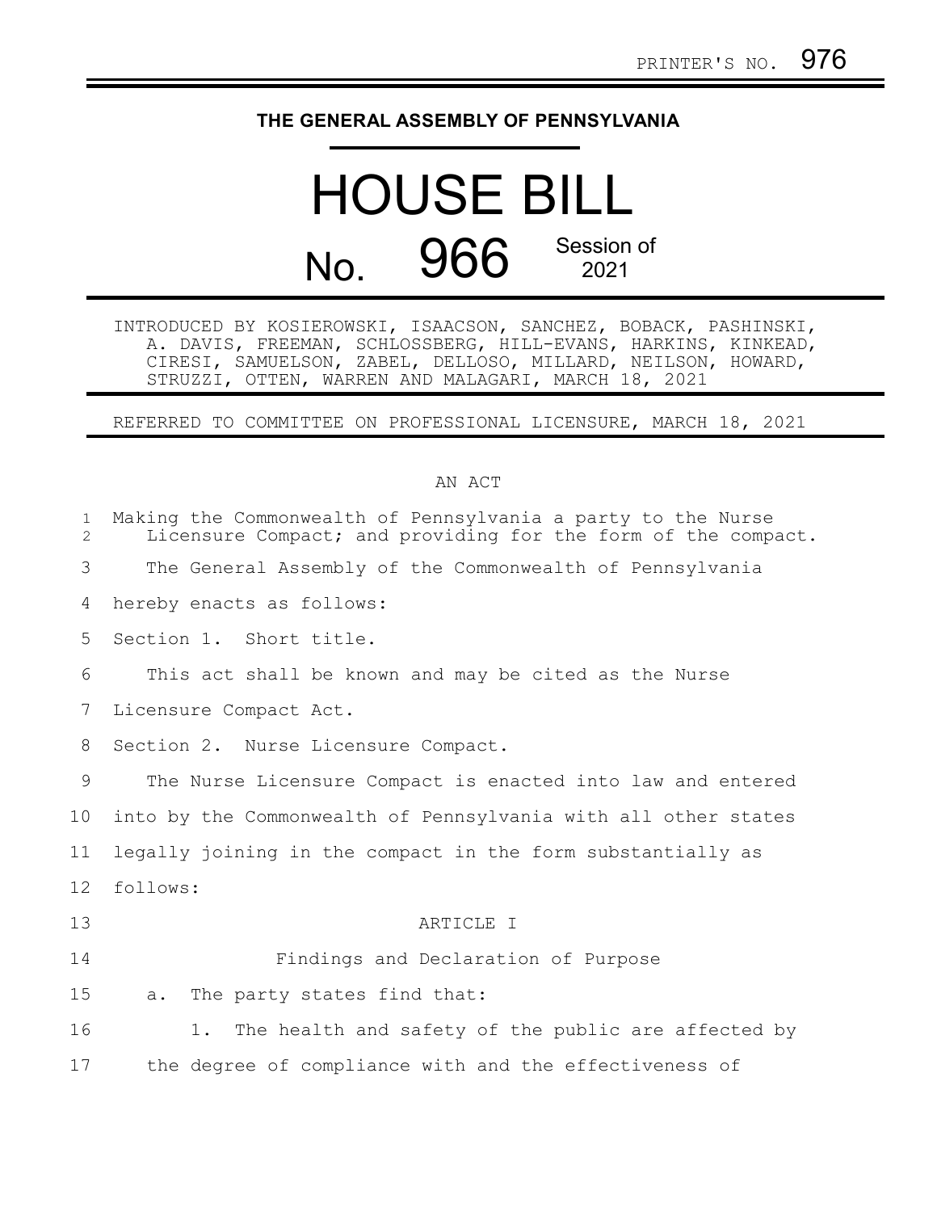PRINTER'S NO. 976

**THE GENERAL ASSEMBLY OF PENNSYLVANIA**

# HOUSE BILL

## No. 966 Session of 2021

INTRODUCED BY KOSIEROWSKI, ISAACSON, SANCHEZ, BOBACK, PASHINSKI, A. DAVIS, FREEMAN, SCHLOSSBERG, HILL-EVANS, HARKINS, KINKEAD, CIRESI, SAMUELSON, ZABEL, DELLOSO, MILLARD, NEILSON, HOWARD, STRUZZI, OTTEN, WARREN AND MALAGARI, MARCH 18, 2021

REFERRED TO COMMITTEE ON PROFESSIONAL LICENSURE, MARCH 18, 2021

AN ACT

Making the Commonwealth of Pennsylvania a party to the Nurse Licensure Compact; and providing for the form of the compact.

The General Assembly of the Commonwealth of Pennsylvania hereby enacts as follows:

Section 1. Short title.

This act shall be known and may be cited as the Nurse Licensure Compact Act.

Section 2. Nurse Licensure Compact.

The Nurse Licensure Compact is enacted into law and entered into by the Commonwealth of Pennsylvania with all other states legally joining in the compact in the form substantially as follows:

ARTICLE I

Findings and Declaration of Purpose

a. The party states find that:

1. The health and safety of the public are affected by the degree of compliance with and the effectiveness of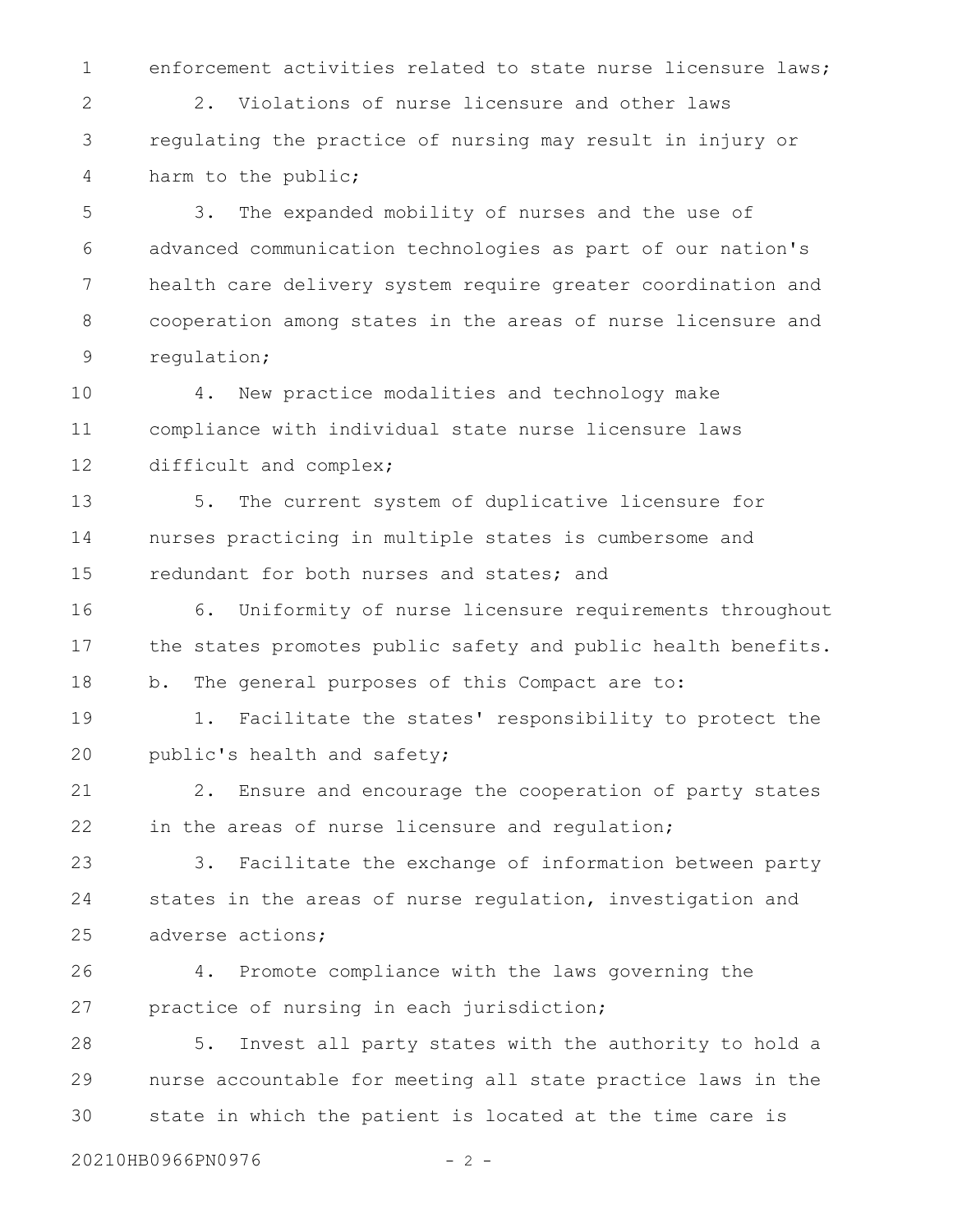enforcement activities related to state nurse licensure laws;

2. Violations of nurse licensure and other laws regulating the practice of nursing may result in injury or harm to the public;

3. The expanded mobility of nurses and the use of advanced communication technologies as part of our nation's health care delivery system require greater coordination and cooperation among states in the areas of nurse licensure and regulation;

4. New practice modalities and technology make compliance with individual state nurse licensure laws difficult and complex;

5. The current system of duplicative licensure for nurses practicing in multiple states is cumbersome and redundant for both nurses and states; and

6. Uniformity of nurse licensure requirements throughout the states promotes public safety and public health benefits.

b. The general purposes of this Compact are to:

1. Facilitate the states' responsibility to protect the public's health and safety;

2. Ensure and encourage the cooperation of party states in the areas of nurse licensure and regulation;

3. Facilitate the exchange of information between party states in the areas of nurse regulation, investigation and adverse actions;

4. Promote compliance with the laws governing the practice of nursing in each jurisdiction;

5. Invest all party states with the authority to hold a nurse accountable for meeting all state practice laws in the state in which the patient is located at the time care is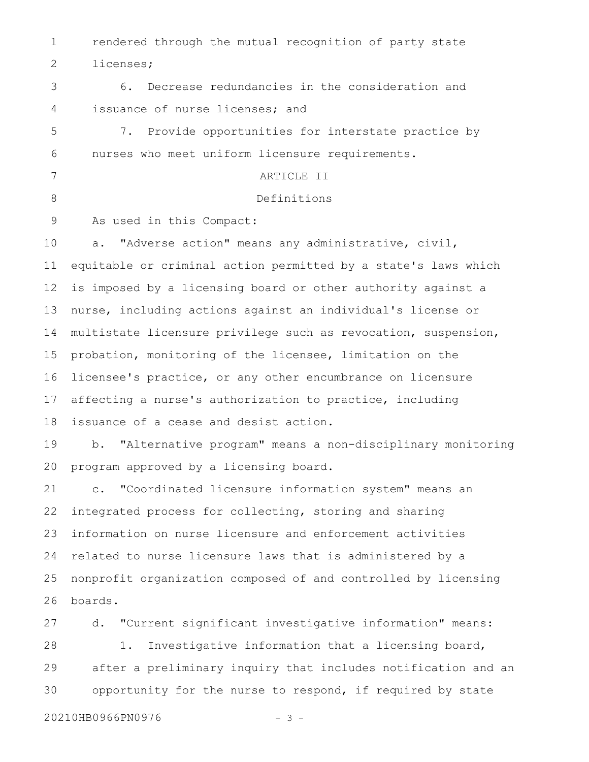rendered through the mutual recognition of party state licenses;

6. Decrease redundancies in the consideration and issuance of nurse licenses; and

7. Provide opportunities for interstate practice by nurses who meet uniform licensure requirements.

ARTICLE II

Definitions

As used in this Compact:

a. "Adverse action" means any administrative, civil, equitable or criminal action permitted by a state's laws which is imposed by a licensing board or other authority against a nurse, including actions against an individual's license or multistate licensure privilege such as revocation, suspension, probation, monitoring of the licensee, limitation on the licensee's practice, or any other encumbrance on licensure affecting a nurse's authorization to practice, including issuance of a cease and desist action.

b. "Alternative program" means a non-disciplinary monitoring program approved by a licensing board.

c. "Coordinated licensure information system" means an integrated process for collecting, storing and sharing information on nurse licensure and enforcement activities related to nurse licensure laws that is administered by a nonprofit organization composed of and controlled by licensing boards.

d. "Current significant investigative information" means:

1. Investigative information that a licensing board, after a preliminary inquiry that includes notification and an opportunity for the nurse to respond, if required by state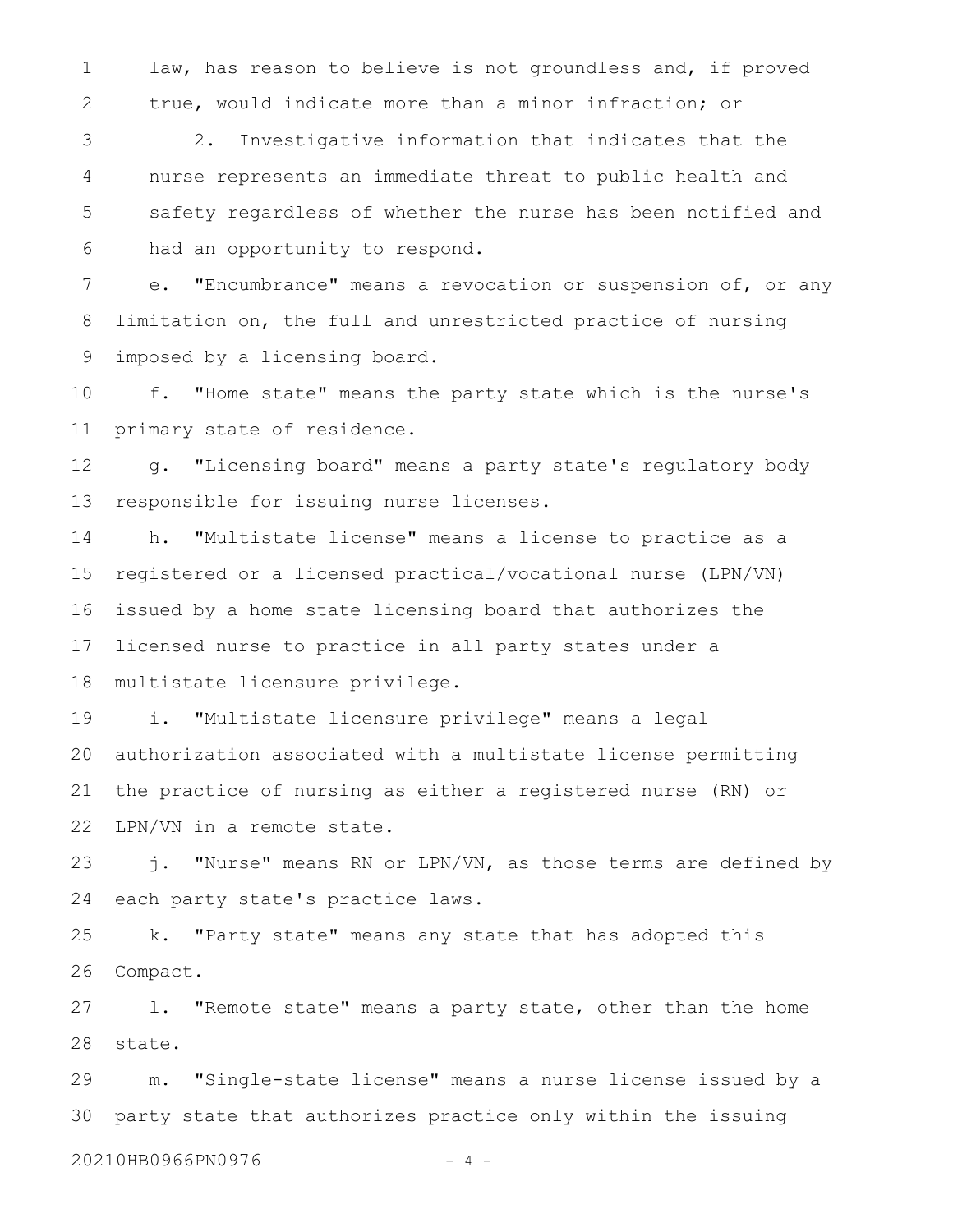law, has reason to believe is not groundless and, if proved true, would indicate more than a minor infraction; or

2. Investigative information that indicates that the nurse represents an immediate threat to public health and safety regardless of whether the nurse has been notified and had an opportunity to respond.

e. "Encumbrance" means a revocation or suspension of, or any limitation on, the full and unrestricted practice of nursing imposed by a licensing board.

f. "Home state" means the party state which is the nurse's primary state of residence.

g. "Licensing board" means a party state's regulatory body responsible for issuing nurse licenses.

h. "Multistate license" means a license to practice as a registered or a licensed practical/vocational nurse (LPN/VN) issued by a home state licensing board that authorizes the licensed nurse to practice in all party states under a multistate licensure privilege.

i. "Multistate licensure privilege" means a legal authorization associated with a multistate license permitting the practice of nursing as either a registered nurse (RN) or LPN/VN in a remote state.

j. "Nurse" means RN or LPN/VN, as those terms are defined by each party state's practice laws.

k. "Party state" means any state that has adopted this Compact.

l. "Remote state" means a party state, other than the home state.

m. "Single-state license" means a nurse license issued by a party state that authorizes practice only within the issuing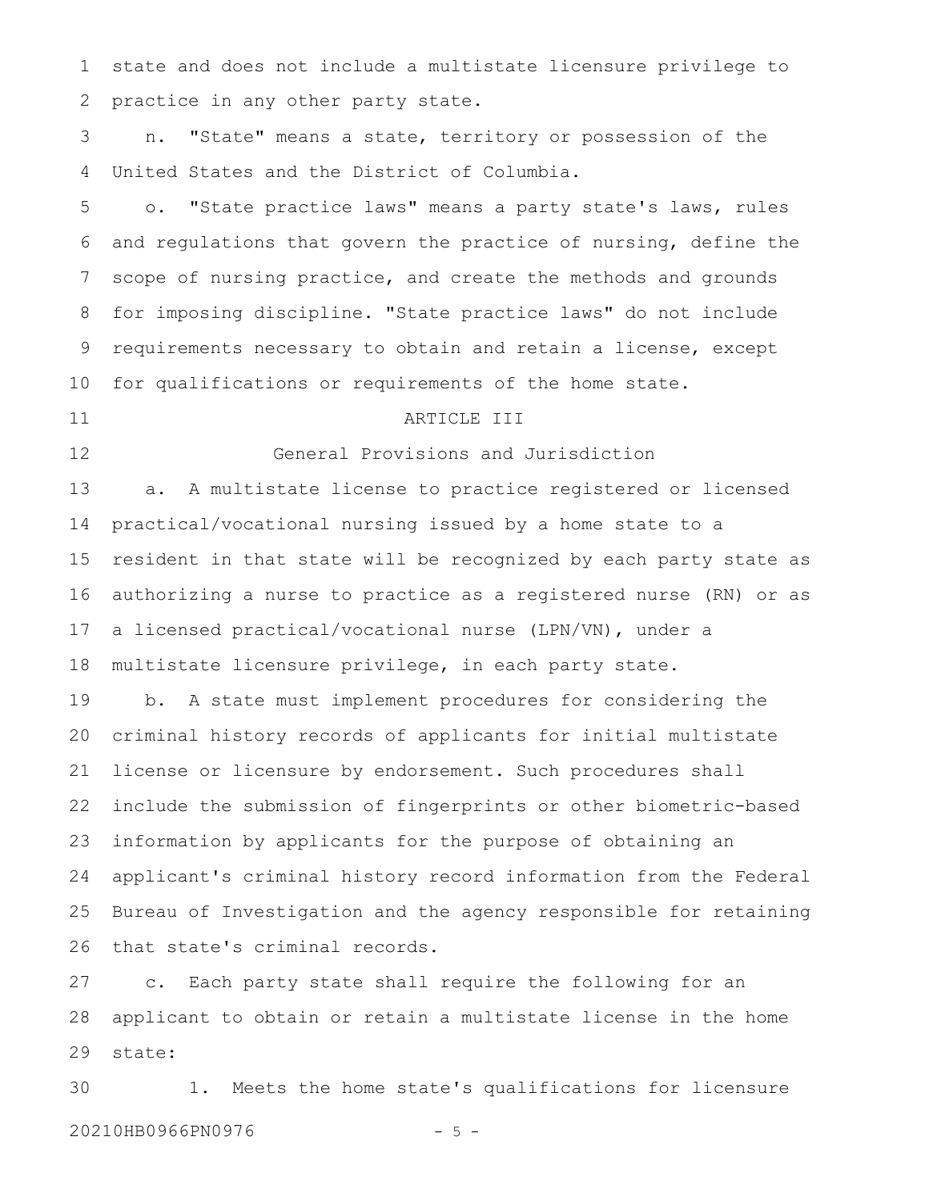state and does not include a multistate licensure privilege to practice in any other party state.

n. "State" means a state, territory or possession of the United States and the District of Columbia.

o. "State practice laws" means a party state's laws, rules and regulations that govern the practice of nursing, define the scope of nursing practice, and create the methods and grounds for imposing discipline. "State practice laws" do not include requirements necessary to obtain and retain a license, except for qualifications or requirements of the home state.

## ARTICLE III

## General Provisions and Jurisdiction

a. A multistate license to practice registered or licensed practical/vocational nursing issued by a home state to a resident in that state will be recognized by each party state as authorizing a nurse to practice as a registered nurse (RN) or as a licensed practical/vocational nurse (LPN/VN), under a multistate licensure privilege, in each party state.

b. A state must implement procedures for considering the criminal history records of applicants for initial multistate license or licensure by endorsement. Such procedures shall include the submission of fingerprints or other biometric-based information by applicants for the purpose of obtaining an applicant's criminal history record information from the Federal Bureau of Investigation and the agency responsible for retaining that state's criminal records.

c. Each party state shall require the following for an applicant to obtain or retain a multistate license in the home state:

1. Meets the home state's qualifications for licensure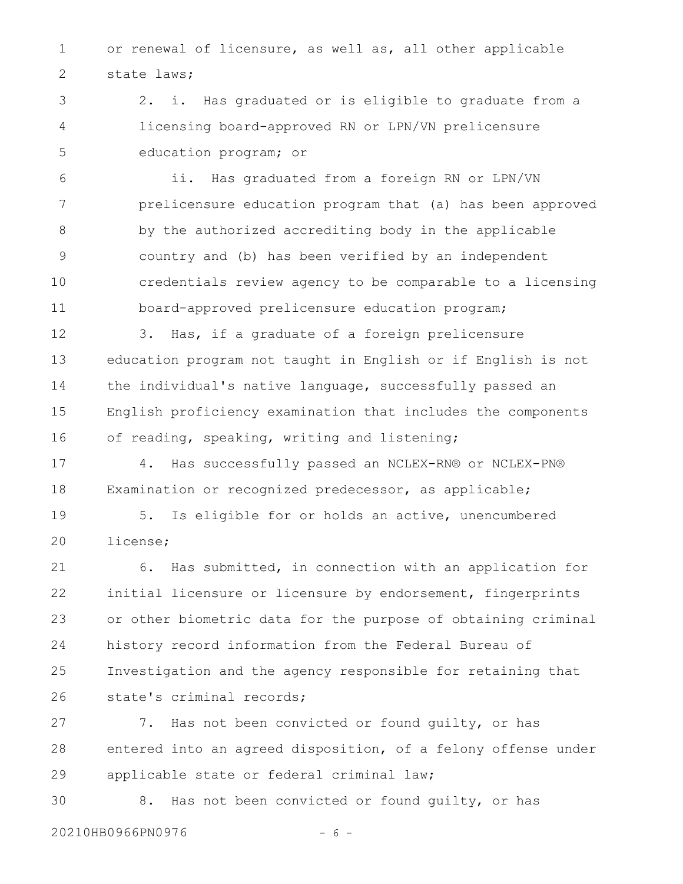or renewal of licensure, as well as, all other applicable state laws;

2. i. Has graduated or is eligible to graduate from a licensing board-approved RN or LPN/VN prelicensure education program; or

ii. Has graduated from a foreign RN or LPN/VN prelicensure education program that (a) has been approved by the authorized accrediting body in the applicable country and (b) has been verified by an independent credentials review agency to be comparable to a licensing board-approved prelicensure education program;

3. Has, if a graduate of a foreign prelicensure education program not taught in English or if English is not the individual's native language, successfully passed an English proficiency examination that includes the components of reading, speaking, writing and listening;

4. Has successfully passed an NCLEX-RN® or NCLEX-PN® Examination or recognized predecessor, as applicable;

5. Is eligible for or holds an active, unencumbered license;

6. Has submitted, in connection with an application for initial licensure or licensure by endorsement, fingerprints or other biometric data for the purpose of obtaining criminal history record information from the Federal Bureau of Investigation and the agency responsible for retaining that state's criminal records;

7. Has not been convicted or found guilty, or has entered into an agreed disposition, of a felony offense under applicable state or federal criminal law;

8. Has not been convicted or found guilty, or has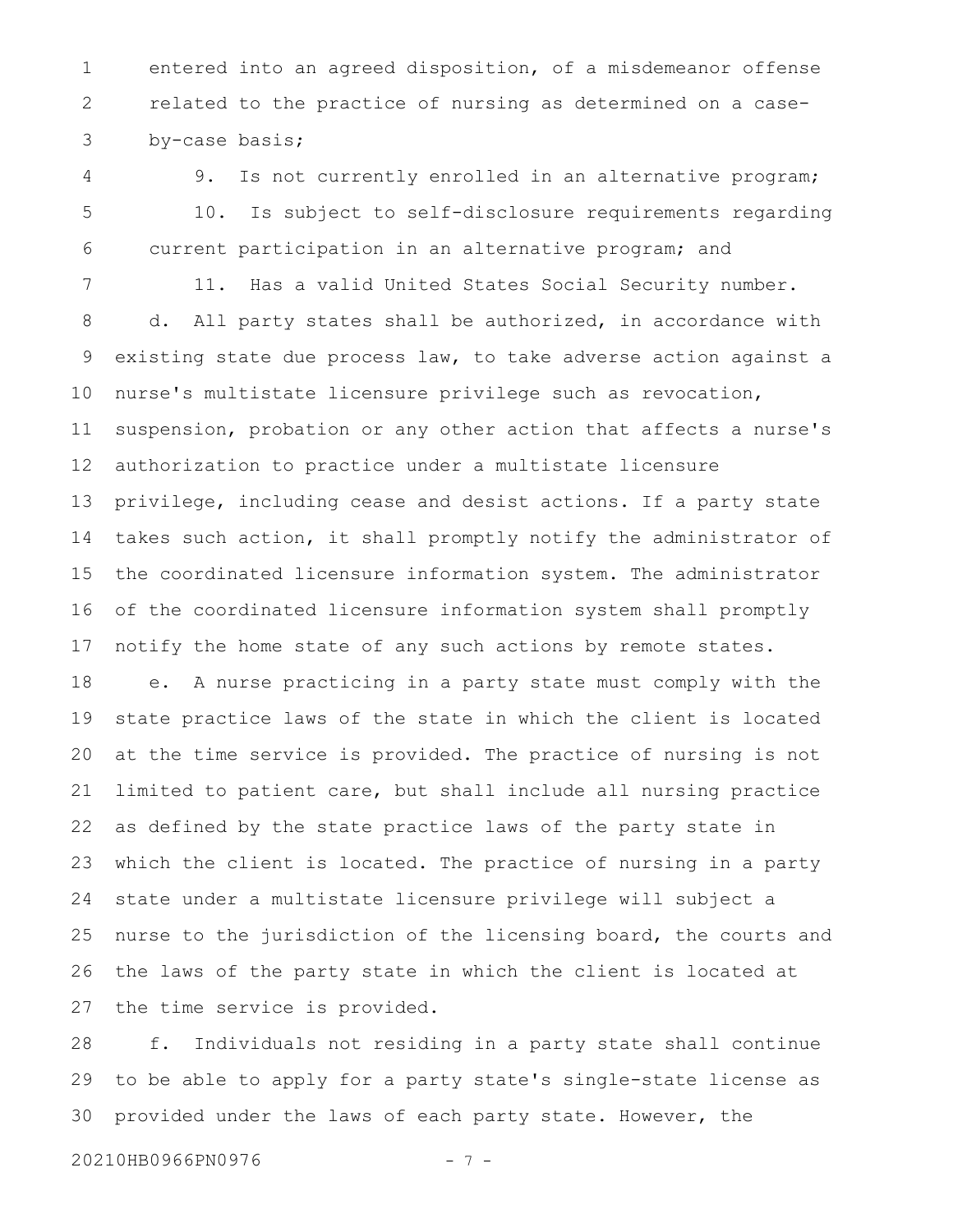entered into an agreed disposition, of a misdemeanor offense related to the practice of nursing as determined on a case-by-case basis;

9. Is not currently enrolled in an alternative program;

10. Is subject to self-disclosure requirements regarding current participation in an alternative program; and

11. Has a valid United States Social Security number.

d. All party states shall be authorized, in accordance with existing state due process law, to take adverse action against a nurse's multistate licensure privilege such as revocation, suspension, probation or any other action that affects a nurse's authorization to practice under a multistate licensure privilege, including cease and desist actions. If a party state takes such action, it shall promptly notify the administrator of the coordinated licensure information system. The administrator of the coordinated licensure information system shall promptly notify the home state of any such actions by remote states.

e. A nurse practicing in a party state must comply with the state practice laws of the state in which the client is located at the time service is provided. The practice of nursing is not limited to patient care, but shall include all nursing practice as defined by the state practice laws of the party state in which the client is located. The practice of nursing in a party state under a multistate licensure privilege will subject a nurse to the jurisdiction of the licensing board, the courts and the laws of the party state in which the client is located at the time service is provided.

f. Individuals not residing in a party state shall continue to be able to apply for a party state's single-state license as provided under the laws of each party state. However, the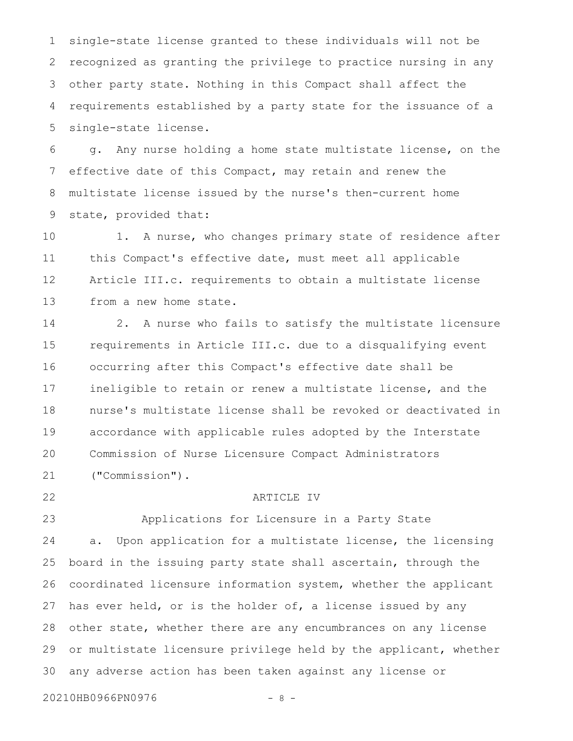single-state license granted to these individuals will not be recognized as granting the privilege to practice nursing in any other party state. Nothing in this Compact shall affect the requirements established by a party state for the issuance of a single-state license.

g. Any nurse holding a home state multistate license, on the effective date of this Compact, may retain and renew the multistate license issued by the nurse's then-current home state, provided that:

1. A nurse, who changes primary state of residence after this Compact's effective date, must meet all applicable Article III.c. requirements to obtain a multistate license from a new home state.

2. A nurse who fails to satisfy the multistate licensure requirements in Article III.c. due to a disqualifying event occurring after this Compact's effective date shall be ineligible to retain or renew a multistate license, and the nurse's multistate license shall be revoked or deactivated in accordance with applicable rules adopted by the Interstate Commission of Nurse Licensure Compact Administrators ("Commission").

ARTICLE IV

Applications for Licensure in a Party State

a. Upon application for a multistate license, the licensing board in the issuing party state shall ascertain, through the coordinated licensure information system, whether the applicant has ever held, or is the holder of, a license issued by any other state, whether there are any encumbrances on any license or multistate licensure privilege held by the applicant, whether any adverse action has been taken against any license or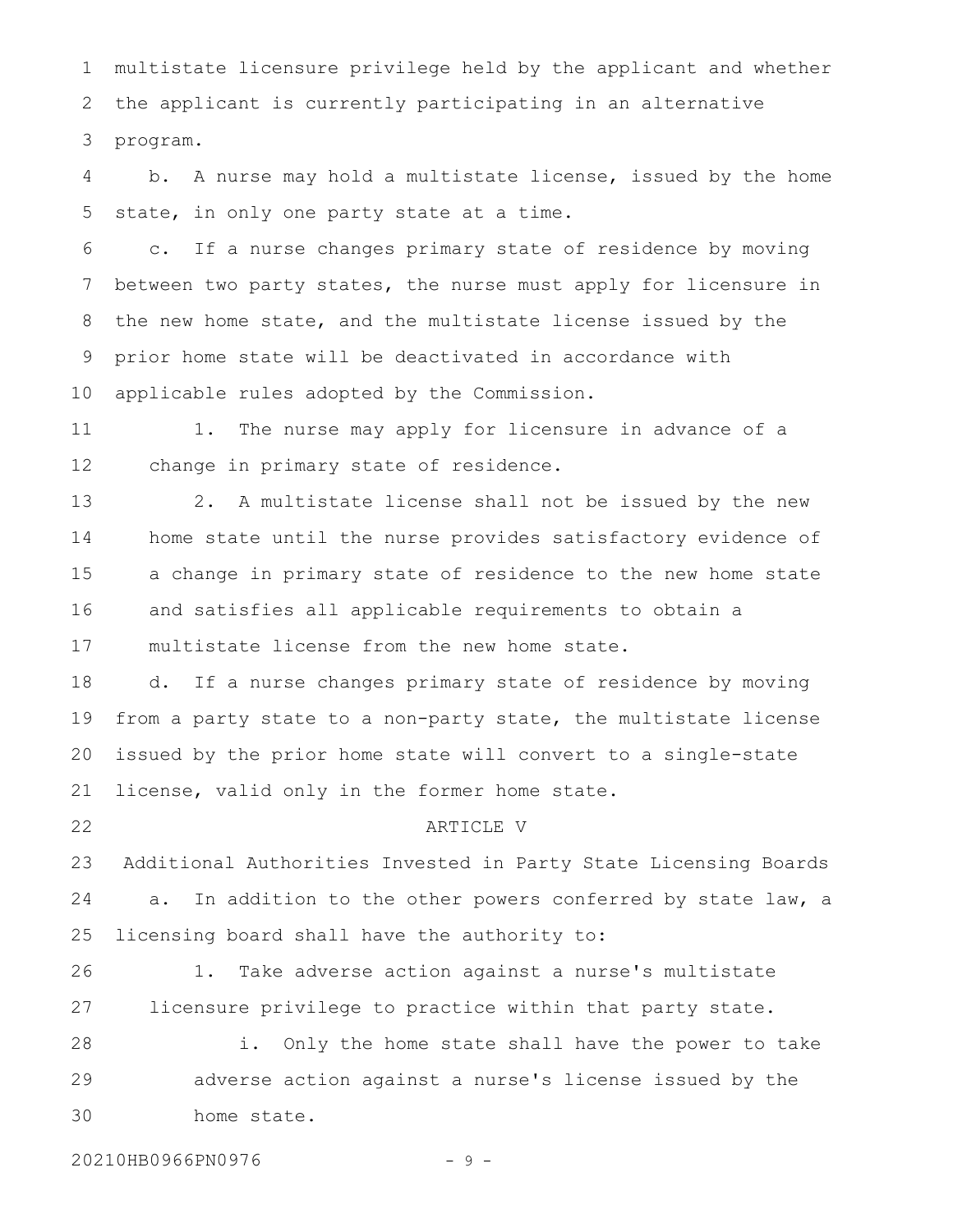multistate licensure privilege held by the applicant and whether the applicant is currently participating in an alternative program.

b. A nurse may hold a multistate license, issued by the home state, in only one party state at a time.

c. If a nurse changes primary state of residence by moving between two party states, the nurse must apply for licensure in the new home state, and the multistate license issued by the prior home state will be deactivated in accordance with applicable rules adopted by the Commission.

1. The nurse may apply for licensure in advance of a change in primary state of residence.

2. A multistate license shall not be issued by the new home state until the nurse provides satisfactory evidence of a change in primary state of residence to the new home state and satisfies all applicable requirements to obtain a multistate license from the new home state.

d. If a nurse changes primary state of residence by moving from a party state to a non-party state, the multistate license issued by the prior home state will convert to a single-state license, valid only in the former home state.

ARTICLE V

Additional Authorities Invested in Party State Licensing Boards

a. In addition to the other powers conferred by state law, a licensing board shall have the authority to:

1. Take adverse action against a nurse's multistate licensure privilege to practice within that party state.

i. Only the home state shall have the power to take adverse action against a nurse's license issued by the home state.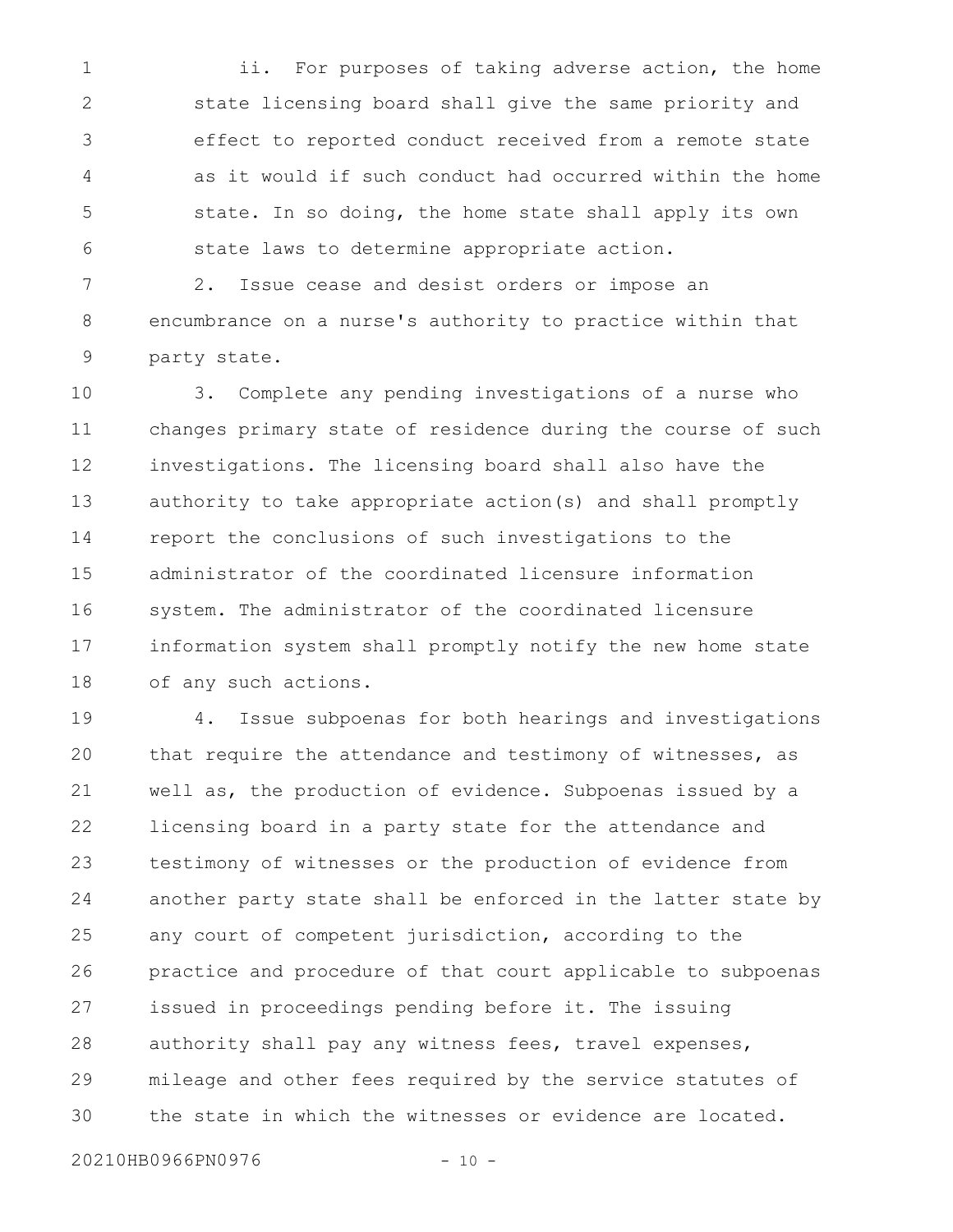ii. For purposes of taking adverse action, the home state licensing board shall give the same priority and effect to reported conduct received from a remote state as it would if such conduct had occurred within the home state. In so doing, the home state shall apply its own state laws to determine appropriate action.

2. Issue cease and desist orders or impose an encumbrance on a nurse's authority to practice within that party state.

3. Complete any pending investigations of a nurse who changes primary state of residence during the course of such investigations. The licensing board shall also have the authority to take appropriate action(s) and shall promptly report the conclusions of such investigations to the administrator of the coordinated licensure information system. The administrator of the coordinated licensure information system shall promptly notify the new home state of any such actions.

4. Issue subpoenas for both hearings and investigations that require the attendance and testimony of witnesses, as well as, the production of evidence. Subpoenas issued by a licensing board in a party state for the attendance and testimony of witnesses or the production of evidence from another party state shall be enforced in the latter state by any court of competent jurisdiction, according to the practice and procedure of that court applicable to subpoenas issued in proceedings pending before it. The issuing authority shall pay any witness fees, travel expenses, mileage and other fees required by the service statutes of the state in which the witnesses or evidence are located.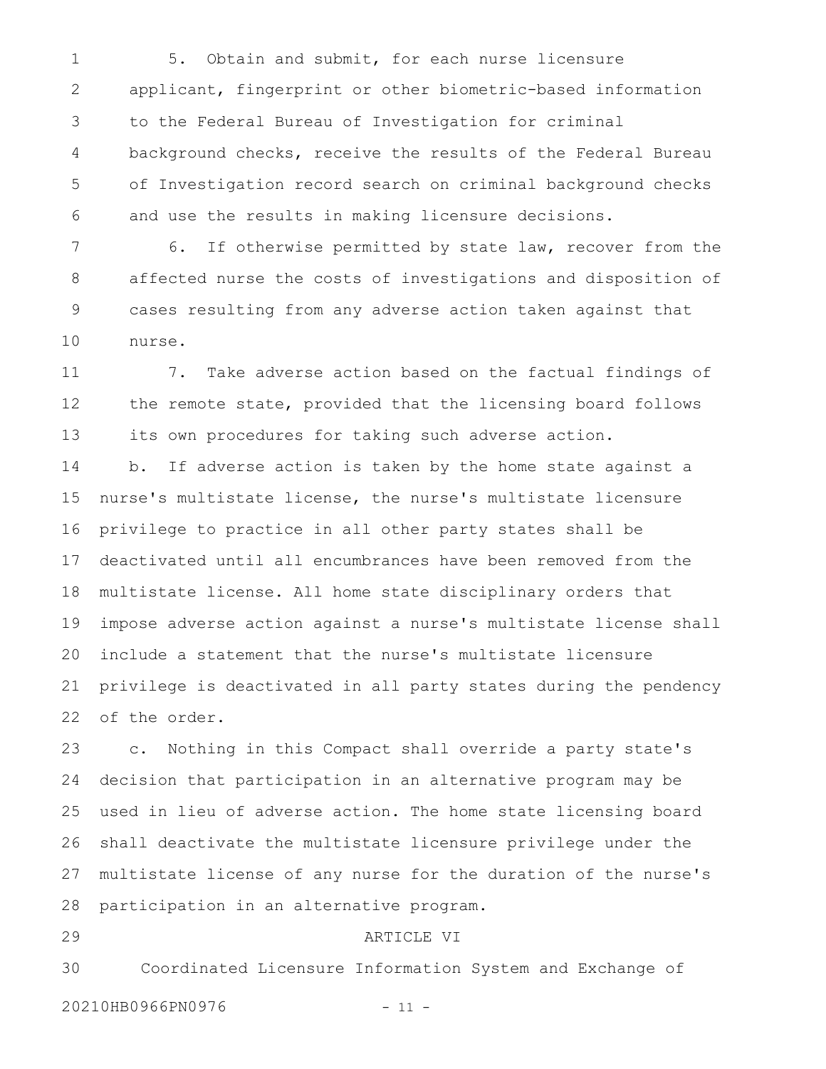5. Obtain and submit, for each nurse licensure applicant, fingerprint or other biometric-based information to the Federal Bureau of Investigation for criminal background checks, receive the results of the Federal Bureau of Investigation record search on criminal background checks and use the results in making licensure decisions.

6. If otherwise permitted by state law, recover from the affected nurse the costs of investigations and disposition of cases resulting from any adverse action taken against that nurse.

7. Take adverse action based on the factual findings of the remote state, provided that the licensing board follows its own procedures for taking such adverse action.

b. If adverse action is taken by the home state against a nurse's multistate license, the nurse's multistate licensure privilege to practice in all other party states shall be deactivated until all encumbrances have been removed from the multistate license. All home state disciplinary orders that impose adverse action against a nurse's multistate license shall include a statement that the nurse's multistate licensure privilege is deactivated in all party states during the pendency of the order.

c. Nothing in this Compact shall override a party state's decision that participation in an alternative program may be used in lieu of adverse action. The home state licensing board shall deactivate the multistate licensure privilege under the multistate license of any nurse for the duration of the nurse's participation in an alternative program.

ARTICLE VI

Coordinated Licensure Information System and Exchange of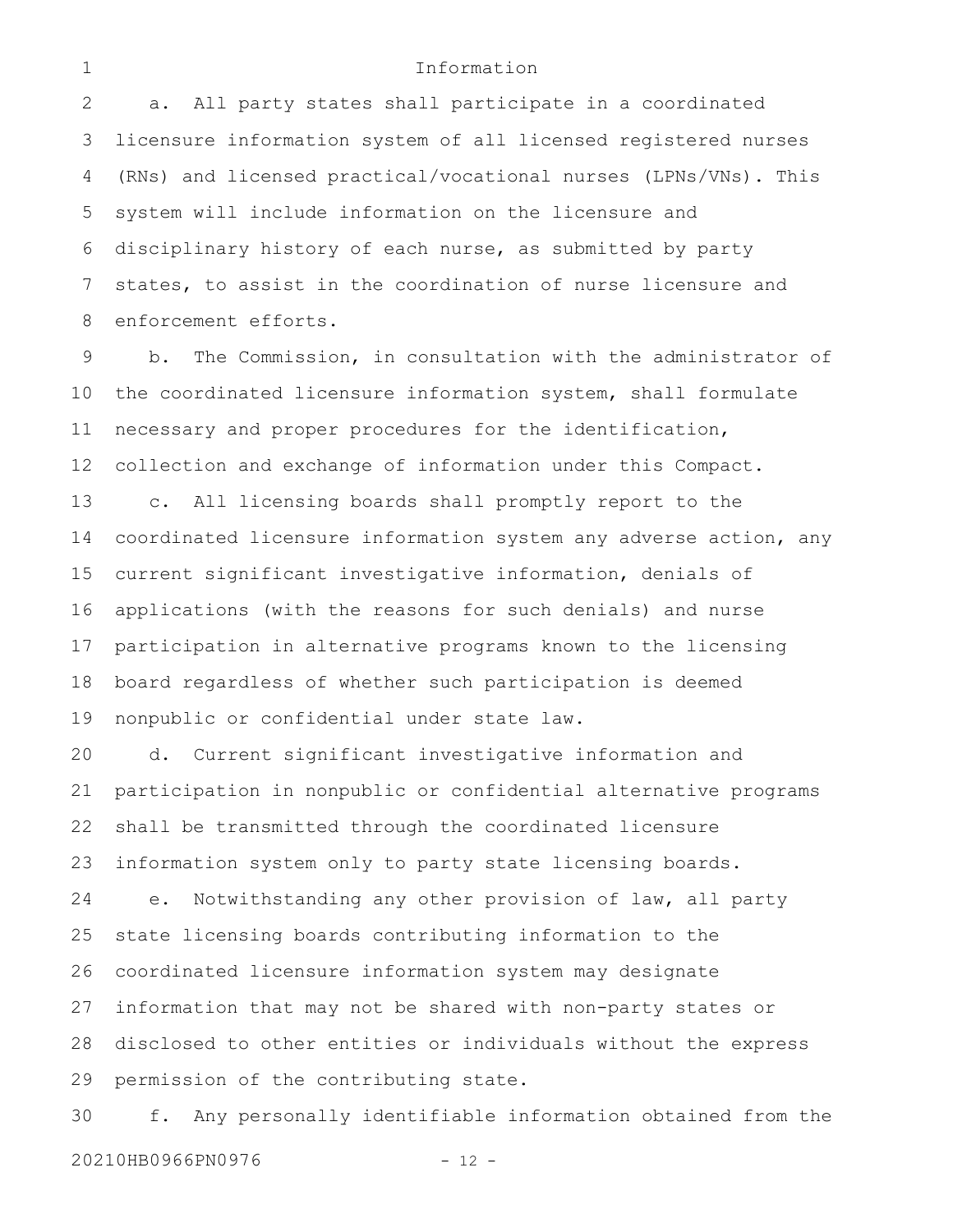## Information

a. All party states shall participate in a coordinated licensure information system of all licensed registered nurses (RNs) and licensed practical/vocational nurses (LPNs/VNs). This system will include information on the licensure and disciplinary history of each nurse, as submitted by party states, to assist in the coordination of nurse licensure and enforcement efforts.

b. The Commission, in consultation with the administrator of the coordinated licensure information system, shall formulate necessary and proper procedures for the identification, collection and exchange of information under this Compact.

c. All licensing boards shall promptly report to the coordinated licensure information system any adverse action, any current significant investigative information, denials of applications (with the reasons for such denials) and nurse participation in alternative programs known to the licensing board regardless of whether such participation is deemed nonpublic or confidential under state law.

d. Current significant investigative information and participation in nonpublic or confidential alternative programs shall be transmitted through the coordinated licensure information system only to party state licensing boards.

e. Notwithstanding any other provision of law, all party state licensing boards contributing information to the coordinated licensure information system may designate information that may not be shared with non-party states or disclosed to other entities or individuals without the express permission of the contributing state.

f. Any personally identifiable information obtained from the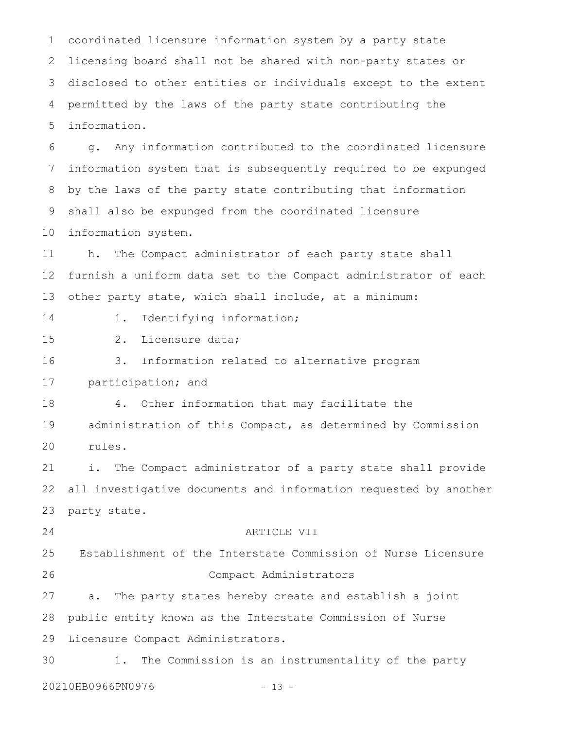coordinated licensure information system by a party state licensing board shall not be shared with non-party states or disclosed to other entities or individuals except to the extent permitted by the laws of the party state contributing the information.

g. Any information contributed to the coordinated licensure information system that is subsequently required to be expunged by the laws of the party state contributing that information shall also be expunged from the coordinated licensure information system.

h. The Compact administrator of each party state shall furnish a uniform data set to the Compact administrator of each other party state, which shall include, at a minimum:

1. Identifying information;

2. Licensure data;

3. Information related to alternative program participation; and

4. Other information that may facilitate the administration of this Compact, as determined by Commission rules.

i. The Compact administrator of a party state shall provide all investigative documents and information requested by another party state.

ARTICLE VII

Establishment of the Interstate Commission of Nurse Licensure Compact Administrators

a. The party states hereby create and establish a joint public entity known as the Interstate Commission of Nurse Licensure Compact Administrators.

1. The Commission is an instrumentality of the party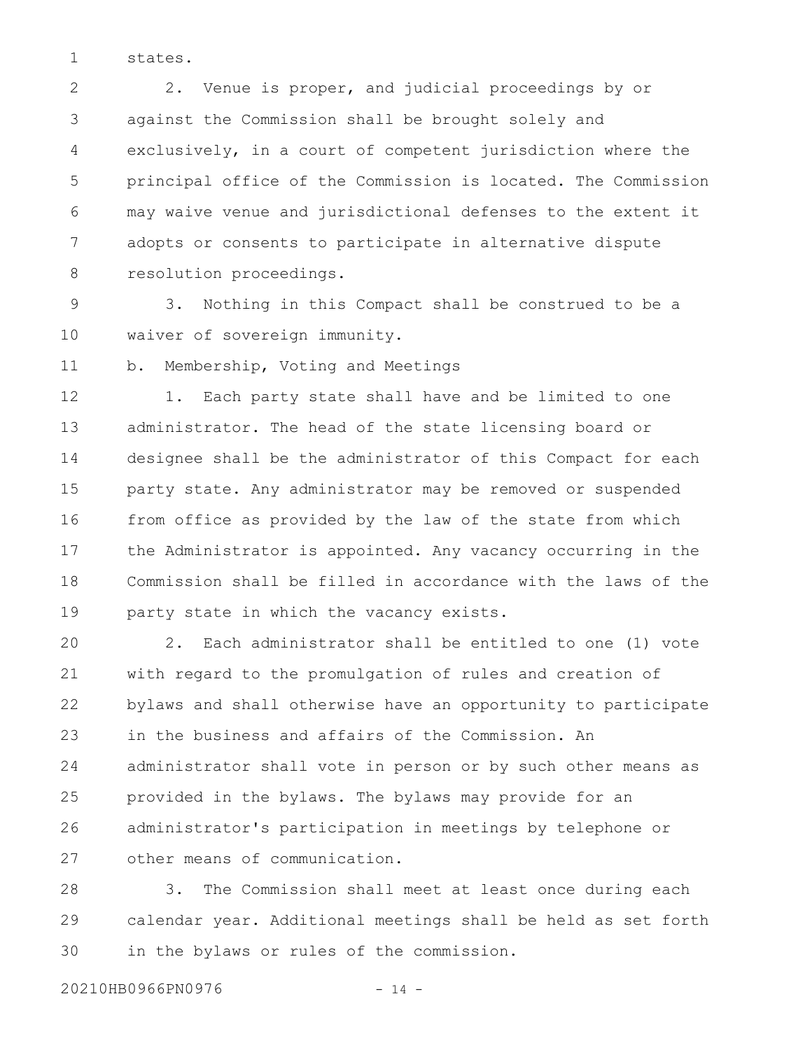states.

2. Venue is proper, and judicial proceedings by or against the Commission shall be brought solely and exclusively, in a court of competent jurisdiction where the principal office of the Commission is located. The Commission may waive venue and jurisdictional defenses to the extent it adopts or consents to participate in alternative dispute resolution proceedings.

3. Nothing in this Compact shall be construed to be a waiver of sovereign immunity.

b. Membership, Voting and Meetings

1. Each party state shall have and be limited to one administrator. The head of the state licensing board or designee shall be the administrator of this Compact for each party state. Any administrator may be removed or suspended from office as provided by the law of the state from which the Administrator is appointed. Any vacancy occurring in the Commission shall be filled in accordance with the laws of the party state in which the vacancy exists.

2. Each administrator shall be entitled to one (1) vote with regard to the promulgation of rules and creation of bylaws and shall otherwise have an opportunity to participate in the business and affairs of the Commission. An administrator shall vote in person or by such other means as provided in the bylaws. The bylaws may provide for an administrator's participation in meetings by telephone or other means of communication.

3. The Commission shall meet at least once during each calendar year. Additional meetings shall be held as set forth in the bylaws or rules of the commission.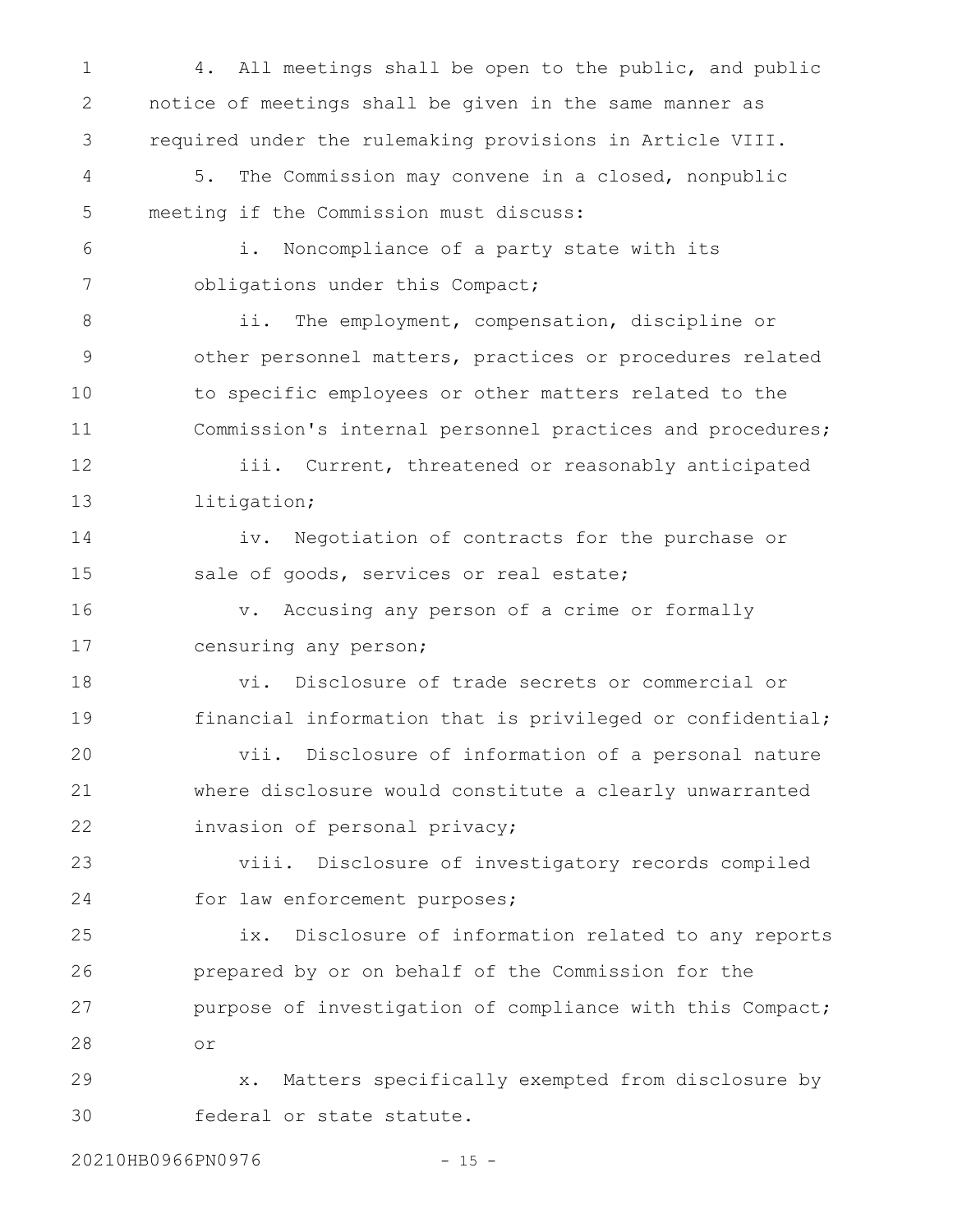4. All meetings shall be open to the public, and public notice of meetings shall be given in the same manner as required under the rulemaking provisions in Article VIII.

5. The Commission may convene in a closed, nonpublic meeting if the Commission must discuss:

i. Noncompliance of a party state with its obligations under this Compact;

ii. The employment, compensation, discipline or other personnel matters, practices or procedures related to specific employees or other matters related to the Commission's internal personnel practices and procedures;

iii. Current, threatened or reasonably anticipated litigation;

iv. Negotiation of contracts for the purchase or sale of goods, services or real estate;

v. Accusing any person of a crime or formally censuring any person;

vi. Disclosure of trade secrets or commercial or financial information that is privileged or confidential;

vii. Disclosure of information of a personal nature where disclosure would constitute a clearly unwarranted invasion of personal privacy;

viii. Disclosure of investigatory records compiled for law enforcement purposes;

ix. Disclosure of information related to any reports prepared by or on behalf of the Commission for the purpose of investigation of compliance with this Compact; or

x. Matters specifically exempted from disclosure by federal or state statute.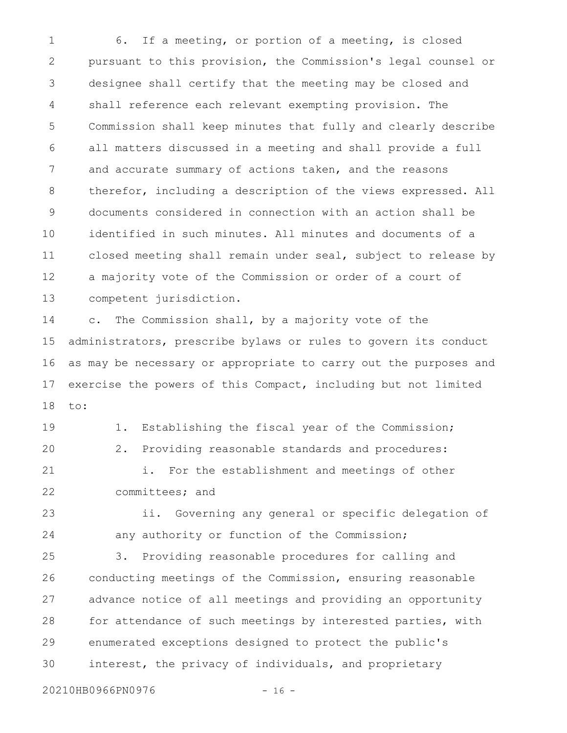6. If a meeting, or portion of a meeting, is closed pursuant to this provision, the Commission's legal counsel or designee shall certify that the meeting may be closed and shall reference each relevant exempting provision. The Commission shall keep minutes that fully and clearly describe all matters discussed in a meeting and shall provide a full and accurate summary of actions taken, and the reasons therefor, including a description of the views expressed. All documents considered in connection with an action shall be identified in such minutes. All minutes and documents of a closed meeting shall remain under seal, subject to release by a majority vote of the Commission or order of a court of competent jurisdiction.

c. The Commission shall, by a majority vote of the administrators, prescribe bylaws or rules to govern its conduct as may be necessary or appropriate to carry out the purposes and exercise the powers of this Compact, including but not limited to:

1. Establishing the fiscal year of the Commission;

2. Providing reasonable standards and procedures:

i. For the establishment and meetings of other committees; and

ii. Governing any general or specific delegation of any authority or function of the Commission;

3. Providing reasonable procedures for calling and conducting meetings of the Commission, ensuring reasonable advance notice of all meetings and providing an opportunity for attendance of such meetings by interested parties, with enumerated exceptions designed to protect the public's interest, the privacy of individuals, and proprietary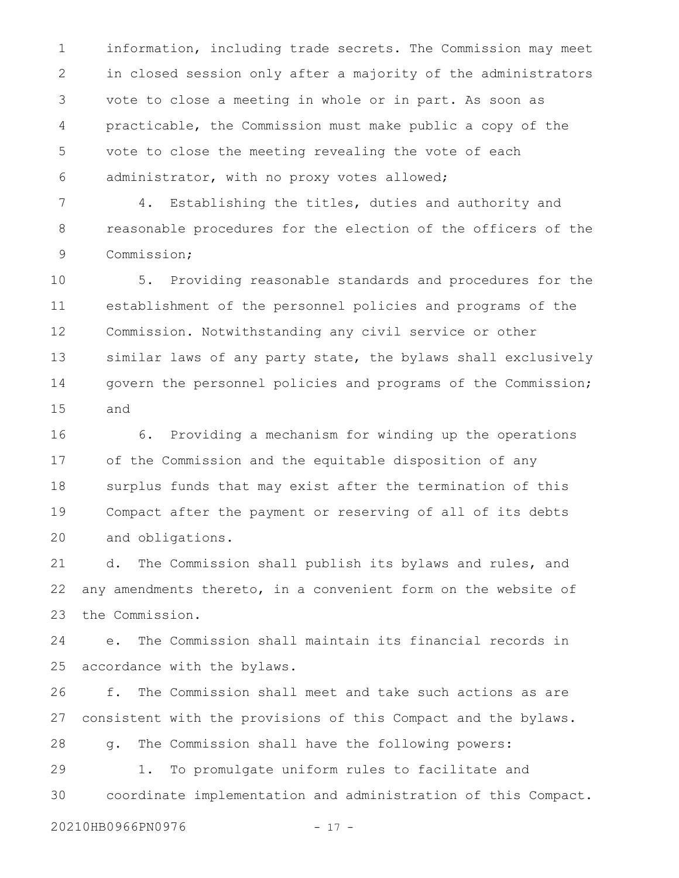information, including trade secrets. The Commission may meet in closed session only after a majority of the administrators vote to close a meeting in whole or in part. As soon as practicable, the Commission must make public a copy of the vote to close the meeting revealing the vote of each administrator, with no proxy votes allowed;

4. Establishing the titles, duties and authority and reasonable procedures for the election of the officers of the Commission;

5. Providing reasonable standards and procedures for the establishment of the personnel policies and programs of the Commission. Notwithstanding any civil service or other similar laws of any party state, the bylaws shall exclusively govern the personnel policies and programs of the Commission; and

6. Providing a mechanism for winding up the operations of the Commission and the equitable disposition of any surplus funds that may exist after the termination of this Compact after the payment or reserving of all of its debts and obligations.

d. The Commission shall publish its bylaws and rules, and any amendments thereto, in a convenient form on the website of the Commission.

e. The Commission shall maintain its financial records in accordance with the bylaws.

f. The Commission shall meet and take such actions as are consistent with the provisions of this Compact and the bylaws.

g. The Commission shall have the following powers:

1. To promulgate uniform rules to facilitate and coordinate implementation and administration of this Compact.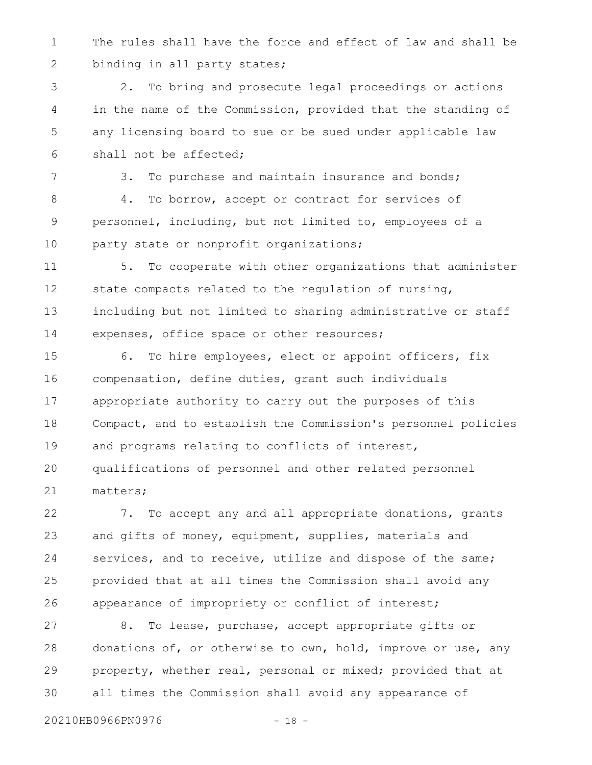The rules shall have the force and effect of law and shall be binding in all party states;

2. To bring and prosecute legal proceedings or actions in the name of the Commission, provided that the standing of any licensing board to sue or be sued under applicable law shall not be affected;

3. To purchase and maintain insurance and bonds;

4. To borrow, accept or contract for services of personnel, including, but not limited to, employees of a party state or nonprofit organizations;

5. To cooperate with other organizations that administer state compacts related to the regulation of nursing, including but not limited to sharing administrative or staff expenses, office space or other resources;

6. To hire employees, elect or appoint officers, fix compensation, define duties, grant such individuals appropriate authority to carry out the purposes of this Compact, and to establish the Commission's personnel policies and programs relating to conflicts of interest, qualifications of personnel and other related personnel matters;

7. To accept any and all appropriate donations, grants and gifts of money, equipment, supplies, materials and services, and to receive, utilize and dispose of the same; provided that at all times the Commission shall avoid any appearance of impropriety or conflict of interest;

8. To lease, purchase, accept appropriate gifts or donations of, or otherwise to own, hold, improve or use, any property, whether real, personal or mixed; provided that at all times the Commission shall avoid any appearance of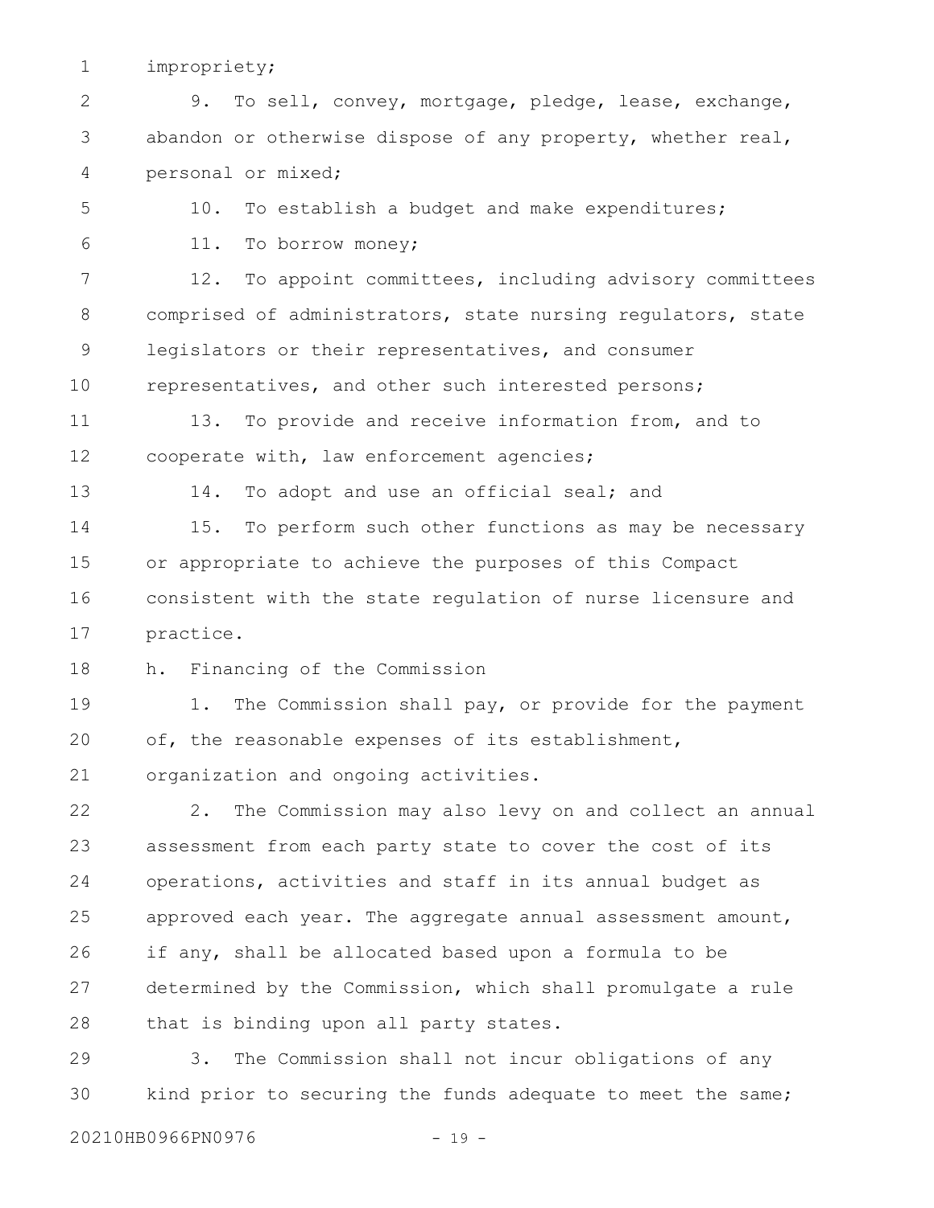impropriety;

9. To sell, convey, mortgage, pledge, lease, exchange, abandon or otherwise dispose of any property, whether real, personal or mixed;

10. To establish a budget and make expenditures;

11. To borrow money;

12. To appoint committees, including advisory committees comprised of administrators, state nursing regulators, state legislators or their representatives, and consumer representatives, and other such interested persons;

13. To provide and receive information from, and to cooperate with, law enforcement agencies;

14. To adopt and use an official seal; and

15. To perform such other functions as may be necessary or appropriate to achieve the purposes of this Compact consistent with the state regulation of nurse licensure and practice.

h. Financing of the Commission

1. The Commission shall pay, or provide for the payment of, the reasonable expenses of its establishment, organization and ongoing activities.

2. The Commission may also levy on and collect an annual assessment from each party state to cover the cost of its operations, activities and staff in its annual budget as approved each year. The aggregate annual assessment amount, if any, shall be allocated based upon a formula to be determined by the Commission, which shall promulgate a rule that is binding upon all party states.

3. The Commission shall not incur obligations of any kind prior to securing the funds adequate to meet the same;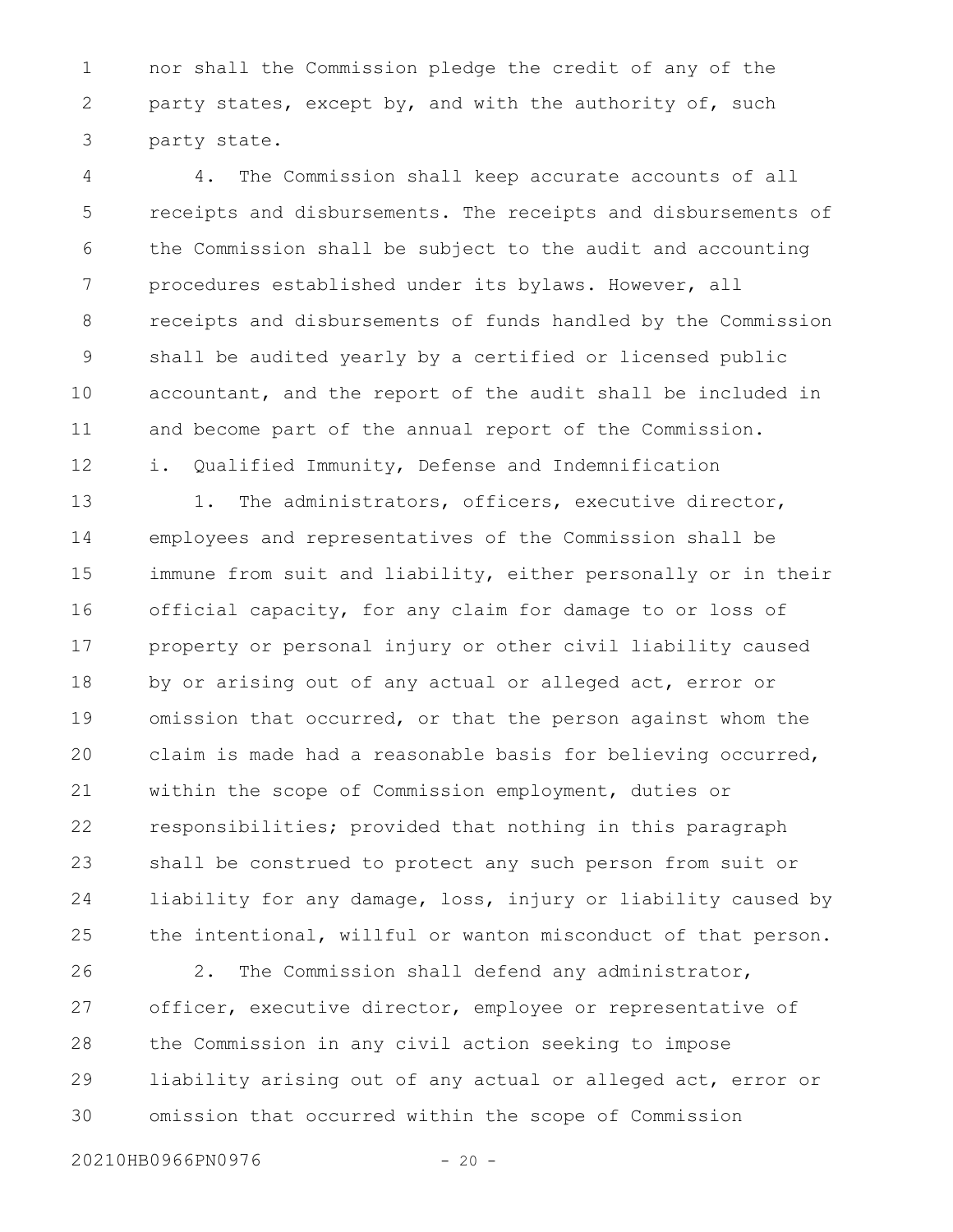nor shall the Commission pledge the credit of any of the party states, except by, and with the authority of, such party state.

4. The Commission shall keep accurate accounts of all receipts and disbursements. The receipts and disbursements of the Commission shall be subject to the audit and accounting procedures established under its bylaws. However, all receipts and disbursements of funds handled by the Commission shall be audited yearly by a certified or licensed public accountant, and the report of the audit shall be included in and become part of the annual report of the Commission.

i. Qualified Immunity, Defense and Indemnification

1. The administrators, officers, executive director, employees and representatives of the Commission shall be immune from suit and liability, either personally or in their official capacity, for any claim for damage to or loss of property or personal injury or other civil liability caused by or arising out of any actual or alleged act, error or omission that occurred, or that the person against whom the claim is made had a reasonable basis for believing occurred, within the scope of Commission employment, duties or responsibilities; provided that nothing in this paragraph shall be construed to protect any such person from suit or liability for any damage, loss, injury or liability caused by the intentional, willful or wanton misconduct of that person.

2. The Commission shall defend any administrator, officer, executive director, employee or representative of the Commission in any civil action seeking to impose liability arising out of any actual or alleged act, error or omission that occurred within the scope of Commission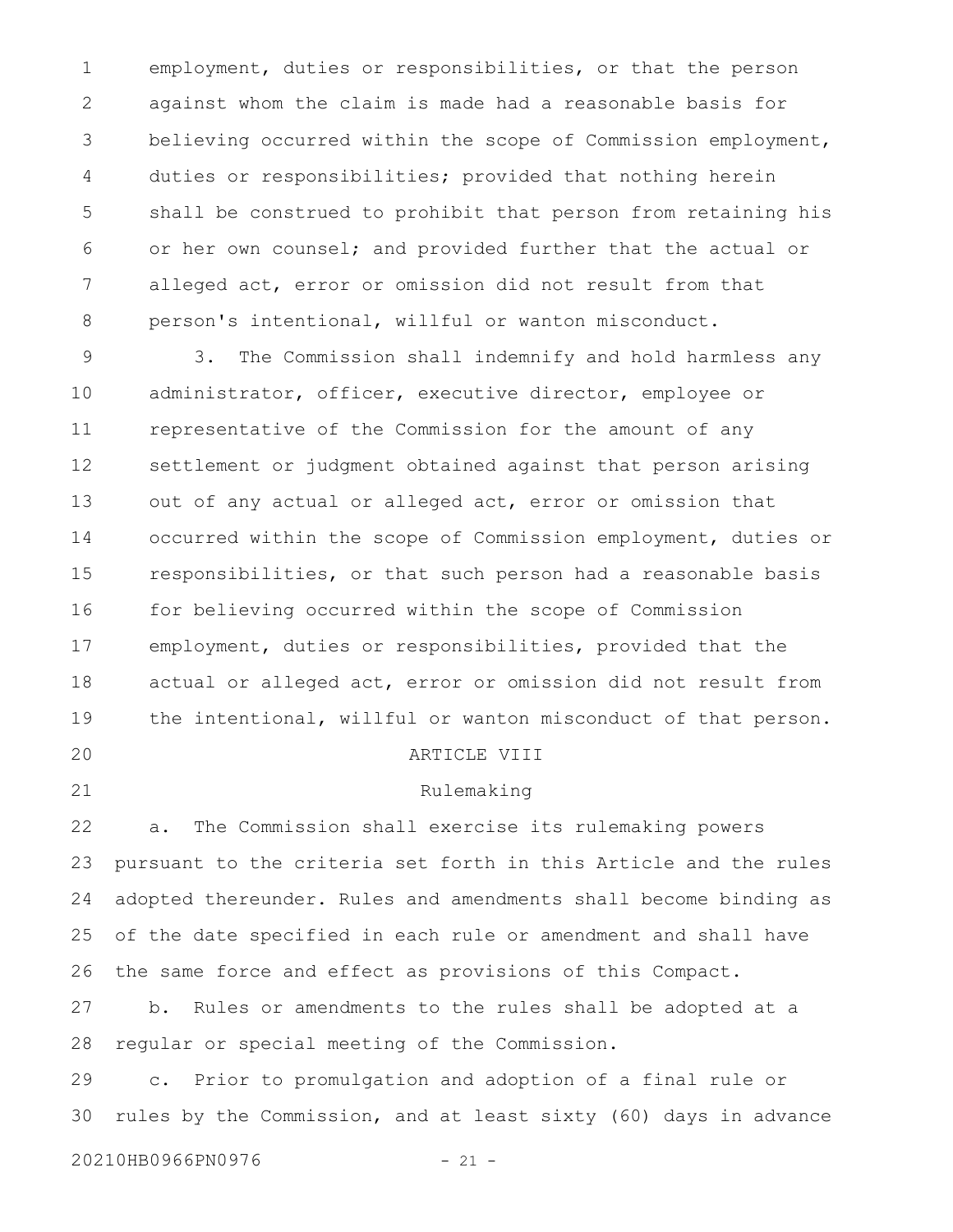employment, duties or responsibilities, or that the person against whom the claim is made had a reasonable basis for believing occurred within the scope of Commission employment, duties or responsibilities; provided that nothing herein shall be construed to prohibit that person from retaining his or her own counsel; and provided further that the actual or alleged act, error or omission did not result from that person's intentional, willful or wanton misconduct.

3. The Commission shall indemnify and hold harmless any administrator, officer, executive director, employee or representative of the Commission for the amount of any settlement or judgment obtained against that person arising out of any actual or alleged act, error or omission that occurred within the scope of Commission employment, duties or responsibilities, or that such person had a reasonable basis for believing occurred within the scope of Commission employment, duties or responsibilities, provided that the actual or alleged act, error or omission did not result from the intentional, willful or wanton misconduct of that person.

## ARTICLE VIII

### Rulemaking

a. The Commission shall exercise its rulemaking powers pursuant to the criteria set forth in this Article and the rules adopted thereunder. Rules and amendments shall become binding as of the date specified in each rule or amendment and shall have the same force and effect as provisions of this Compact.

b. Rules or amendments to the rules shall be adopted at a regular or special meeting of the Commission.

c. Prior to promulgation and adoption of a final rule or rules by the Commission, and at least sixty (60) days in advance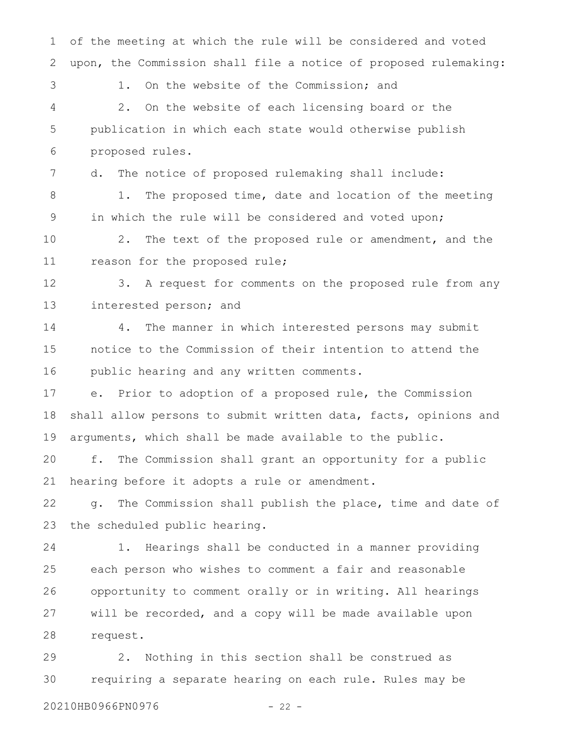of the meeting at which the rule will be considered and voted upon, the Commission shall file a notice of proposed rulemaking:

1. On the website of the Commission; and

2. On the website of each licensing board or the publication in which each state would otherwise publish proposed rules.

d. The notice of proposed rulemaking shall include:

1. The proposed time, date and location of the meeting in which the rule will be considered and voted upon;

2. The text of the proposed rule or amendment, and the reason for the proposed rule;

3. A request for comments on the proposed rule from any interested person; and

4. The manner in which interested persons may submit notice to the Commission of their intention to attend the public hearing and any written comments.

e. Prior to adoption of a proposed rule, the Commission shall allow persons to submit written data, facts, opinions and arguments, which shall be made available to the public.

f. The Commission shall grant an opportunity for a public hearing before it adopts a rule or amendment.

g. The Commission shall publish the place, time and date of the scheduled public hearing.

1. Hearings shall be conducted in a manner providing each person who wishes to comment a fair and reasonable opportunity to comment orally or in writing. All hearings will be recorded, and a copy will be made available upon request.

2. Nothing in this section shall be construed as requiring a separate hearing on each rule. Rules may be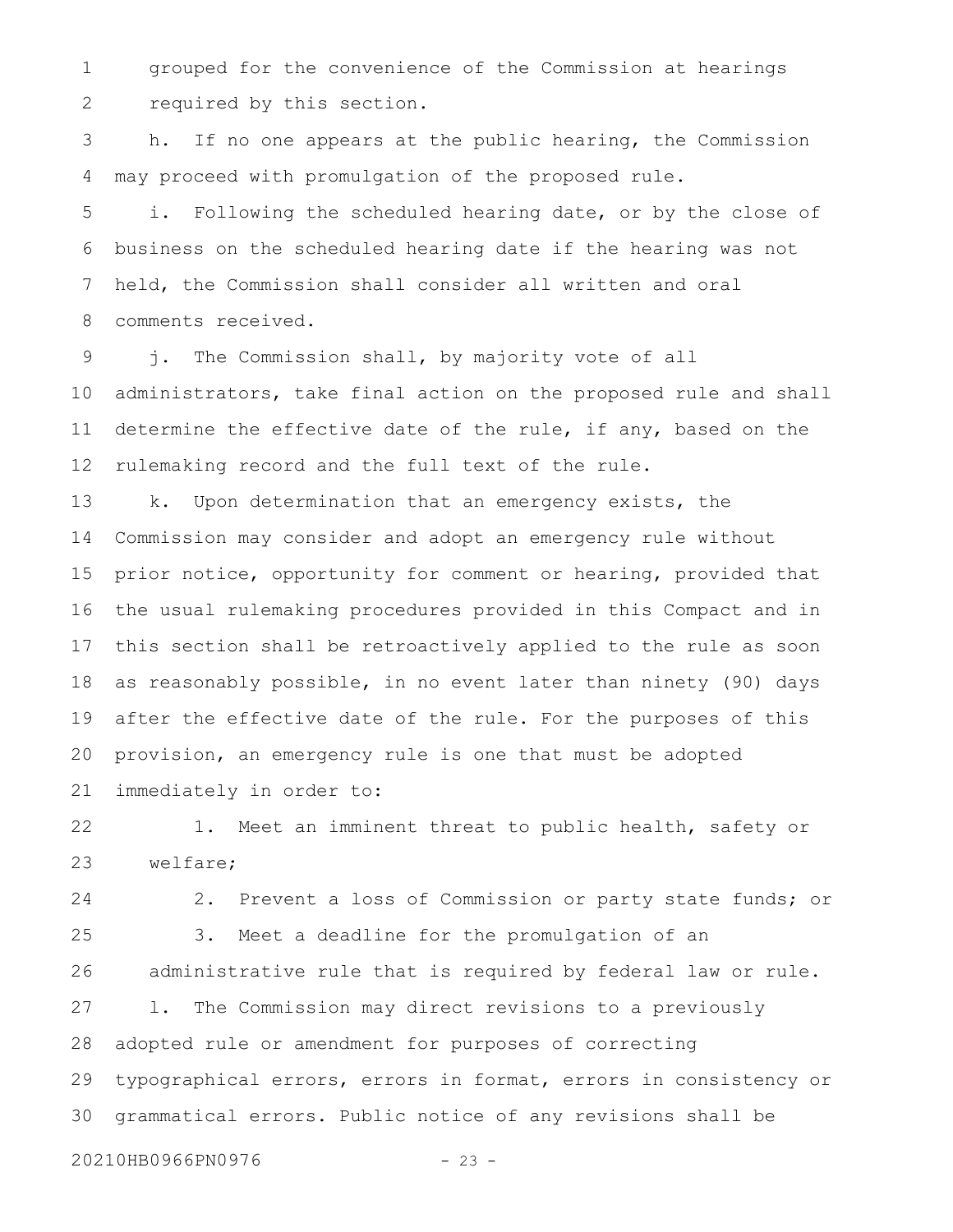grouped for the convenience of the Commission at hearings required by this section.

h. If no one appears at the public hearing, the Commission may proceed with promulgation of the proposed rule.

i. Following the scheduled hearing date, or by the close of business on the scheduled hearing date if the hearing was not held, the Commission shall consider all written and oral comments received.

j. The Commission shall, by majority vote of all administrators, take final action on the proposed rule and shall determine the effective date of the rule, if any, based on the rulemaking record and the full text of the rule.

k. Upon determination that an emergency exists, the Commission may consider and adopt an emergency rule without prior notice, opportunity for comment or hearing, provided that the usual rulemaking procedures provided in this Compact and in this section shall be retroactively applied to the rule as soon as reasonably possible, in no event later than ninety (90) days after the effective date of the rule. For the purposes of this provision, an emergency rule is one that must be adopted immediately in order to:

1. Meet an imminent threat to public health, safety or welfare;
2. Prevent a loss of Commission or party state funds; or
3. Meet a deadline for the promulgation of an administrative rule that is required by federal law or rule.

l. The Commission may direct revisions to a previously adopted rule or amendment for purposes of correcting typographical errors, errors in format, errors in consistency or grammatical errors. Public notice of any revisions shall be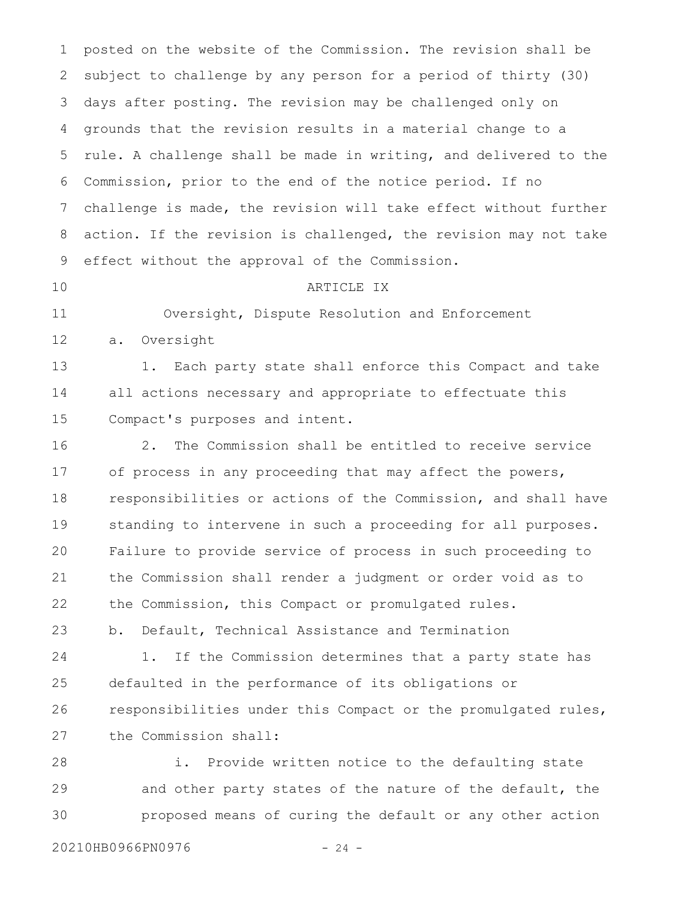posted on the website of the Commission. The revision shall be subject to challenge by any person for a period of thirty (30) days after posting. The revision may be challenged only on grounds that the revision results in a material change to a rule. A challenge shall be made in writing, and delivered to the Commission, prior to the end of the notice period. If no challenge is made, the revision will take effect without further action. If the revision is challenged, the revision may not take effect without the approval of the Commission.

ARTICLE IX

Oversight, Dispute Resolution and Enforcement

a. Oversight

1. Each party state shall enforce this Compact and take all actions necessary and appropriate to effectuate this Compact's purposes and intent.

2. The Commission shall be entitled to receive service of process in any proceeding that may affect the powers, responsibilities or actions of the Commission, and shall have standing to intervene in such a proceeding for all purposes. Failure to provide service of process in such proceeding to the Commission shall render a judgment or order void as to the Commission, this Compact or promulgated rules.

b. Default, Technical Assistance and Termination

1. If the Commission determines that a party state has defaulted in the performance of its obligations or responsibilities under this Compact or the promulgated rules, the Commission shall:

i. Provide written notice to the defaulting state and other party states of the nature of the default, the proposed means of curing the default or any other action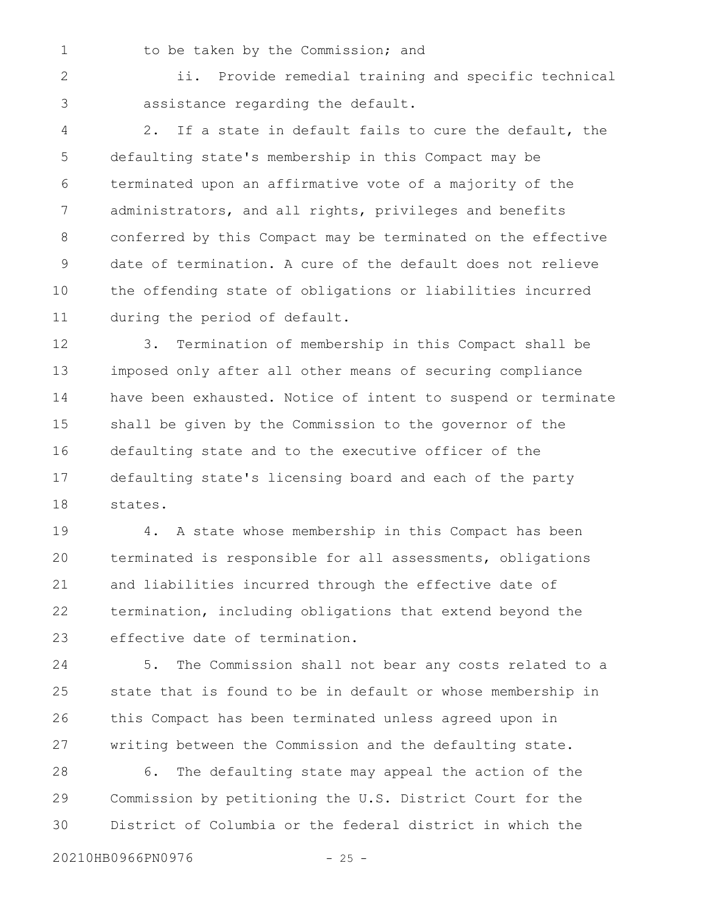to be taken by the Commission; and

ii. Provide remedial training and specific technical assistance regarding the default.

2. If a state in default fails to cure the default, the defaulting state's membership in this Compact may be terminated upon an affirmative vote of a majority of the administrators, and all rights, privileges and benefits conferred by this Compact may be terminated on the effective date of termination. A cure of the default does not relieve the offending state of obligations or liabilities incurred during the period of default.

3. Termination of membership in this Compact shall be imposed only after all other means of securing compliance have been exhausted. Notice of intent to suspend or terminate shall be given by the Commission to the governor of the defaulting state and to the executive officer of the defaulting state's licensing board and each of the party states.

4. A state whose membership in this Compact has been terminated is responsible for all assessments, obligations and liabilities incurred through the effective date of termination, including obligations that extend beyond the effective date of termination.

5. The Commission shall not bear any costs related to a state that is found to be in default or whose membership in this Compact has been terminated unless agreed upon in writing between the Commission and the defaulting state.

6. The defaulting state may appeal the action of the Commission by petitioning the U.S. District Court for the District of Columbia or the federal district in which the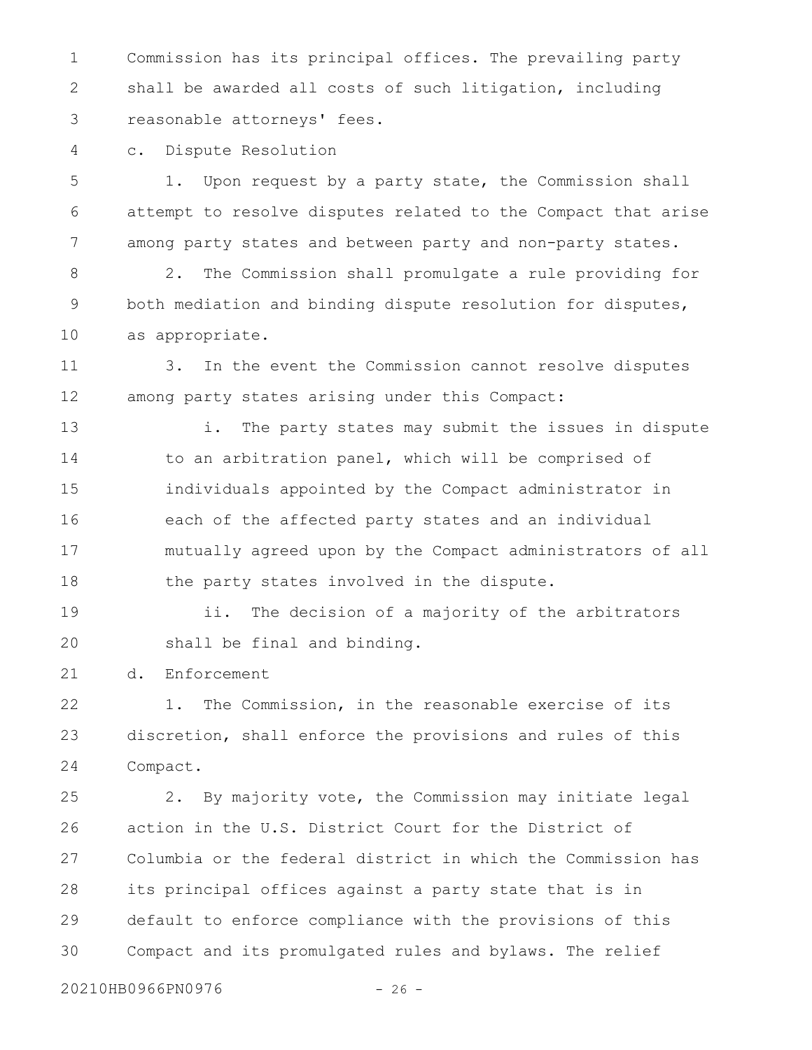Commission has its principal offices. The prevailing party shall be awarded all costs of such litigation, including reasonable attorneys' fees.

c. Dispute Resolution

1. Upon request by a party state, the Commission shall attempt to resolve disputes related to the Compact that arise among party states and between party and non-party states.

2. The Commission shall promulgate a rule providing for both mediation and binding dispute resolution for disputes, as appropriate.

3. In the event the Commission cannot resolve disputes among party states arising under this Compact:

i. The party states may submit the issues in dispute to an arbitration panel, which will be comprised of individuals appointed by the Compact administrator in each of the affected party states and an individual mutually agreed upon by the Compact administrators of all the party states involved in the dispute.

ii. The decision of a majority of the arbitrators shall be final and binding.

d. Enforcement

1. The Commission, in the reasonable exercise of its discretion, shall enforce the provisions and rules of this Compact.

2. By majority vote, the Commission may initiate legal action in the U.S. District Court for the District of Columbia or the federal district in which the Commission has its principal offices against a party state that is in default to enforce compliance with the provisions of this Compact and its promulgated rules and bylaws. The relief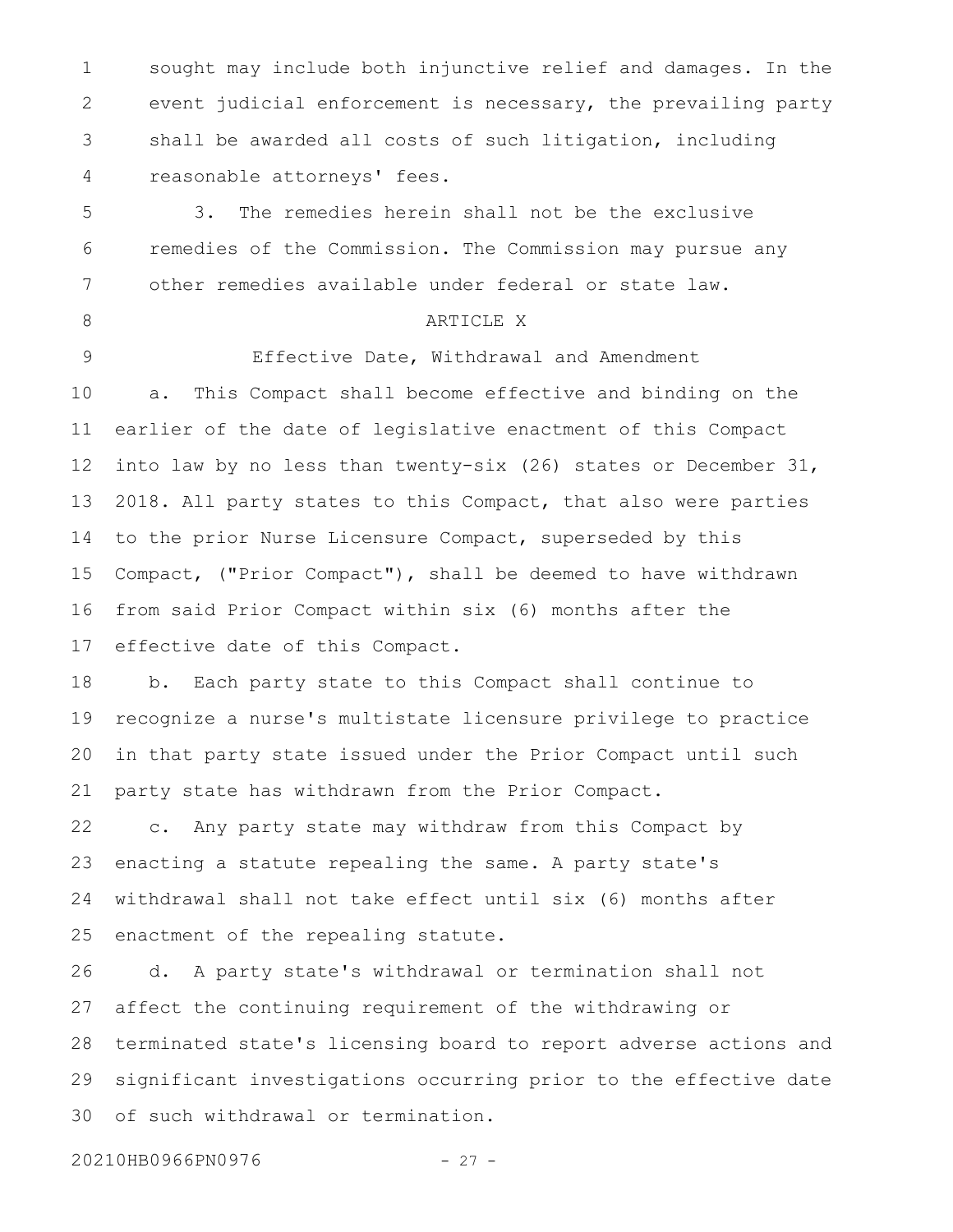sought may include both injunctive relief and damages. In the event judicial enforcement is necessary, the prevailing party shall be awarded all costs of such litigation, including reasonable attorneys' fees.

3. The remedies herein shall not be the exclusive remedies of the Commission. The Commission may pursue any other remedies available under federal or state law.

ARTICLE X

Effective Date, Withdrawal and Amendment

a. This Compact shall become effective and binding on the earlier of the date of legislative enactment of this Compact into law by no less than twenty-six (26) states or December 31, 2018. All party states to this Compact, that also were parties to the prior Nurse Licensure Compact, superseded by this Compact, ("Prior Compact"), shall be deemed to have withdrawn from said Prior Compact within six (6) months after the effective date of this Compact.

b. Each party state to this Compact shall continue to recognize a nurse's multistate licensure privilege to practice in that party state issued under the Prior Compact until such party state has withdrawn from the Prior Compact.

c. Any party state may withdraw from this Compact by enacting a statute repealing the same. A party state's withdrawal shall not take effect until six (6) months after enactment of the repealing statute.

d. A party state's withdrawal or termination shall not affect the continuing requirement of the withdrawing or terminated state's licensing board to report adverse actions and significant investigations occurring prior to the effective date of such withdrawal or termination.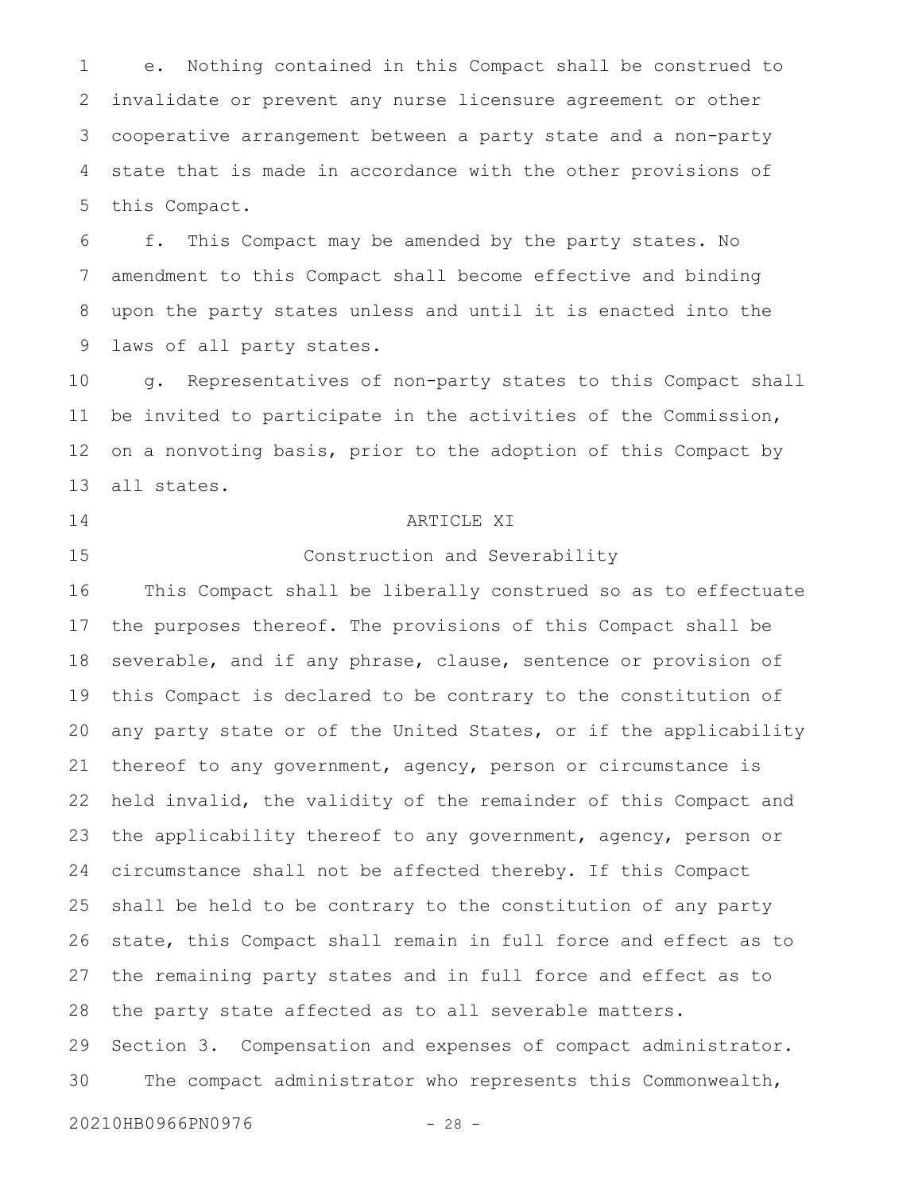e. Nothing contained in this Compact shall be construed to invalidate or prevent any nurse licensure agreement or other cooperative arrangement between a party state and a non-party state that is made in accordance with the other provisions of this Compact.

f. This Compact may be amended by the party states. No amendment to this Compact shall become effective and binding upon the party states unless and until it is enacted into the laws of all party states.

g. Representatives of non-party states to this Compact shall be invited to participate in the activities of the Commission, on a nonvoting basis, prior to the adoption of this Compact by all states.

ARTICLE XI

Construction and Severability

This Compact shall be liberally construed so as to effectuate the purposes thereof. The provisions of this Compact shall be severable, and if any phrase, clause, sentence or provision of this Compact is declared to be contrary to the constitution of any party state or of the United States, or if the applicability thereof to any government, agency, person or circumstance is held invalid, the validity of the remainder of this Compact and the applicability thereof to any government, agency, person or circumstance shall not be affected thereby. If this Compact shall be held to be contrary to the constitution of any party state, this Compact shall remain in full force and effect as to the remaining party states and in full force and effect as to the party state affected as to all severable matters.

Section 3. Compensation and expenses of compact administrator.

The compact administrator who represents this Commonwealth,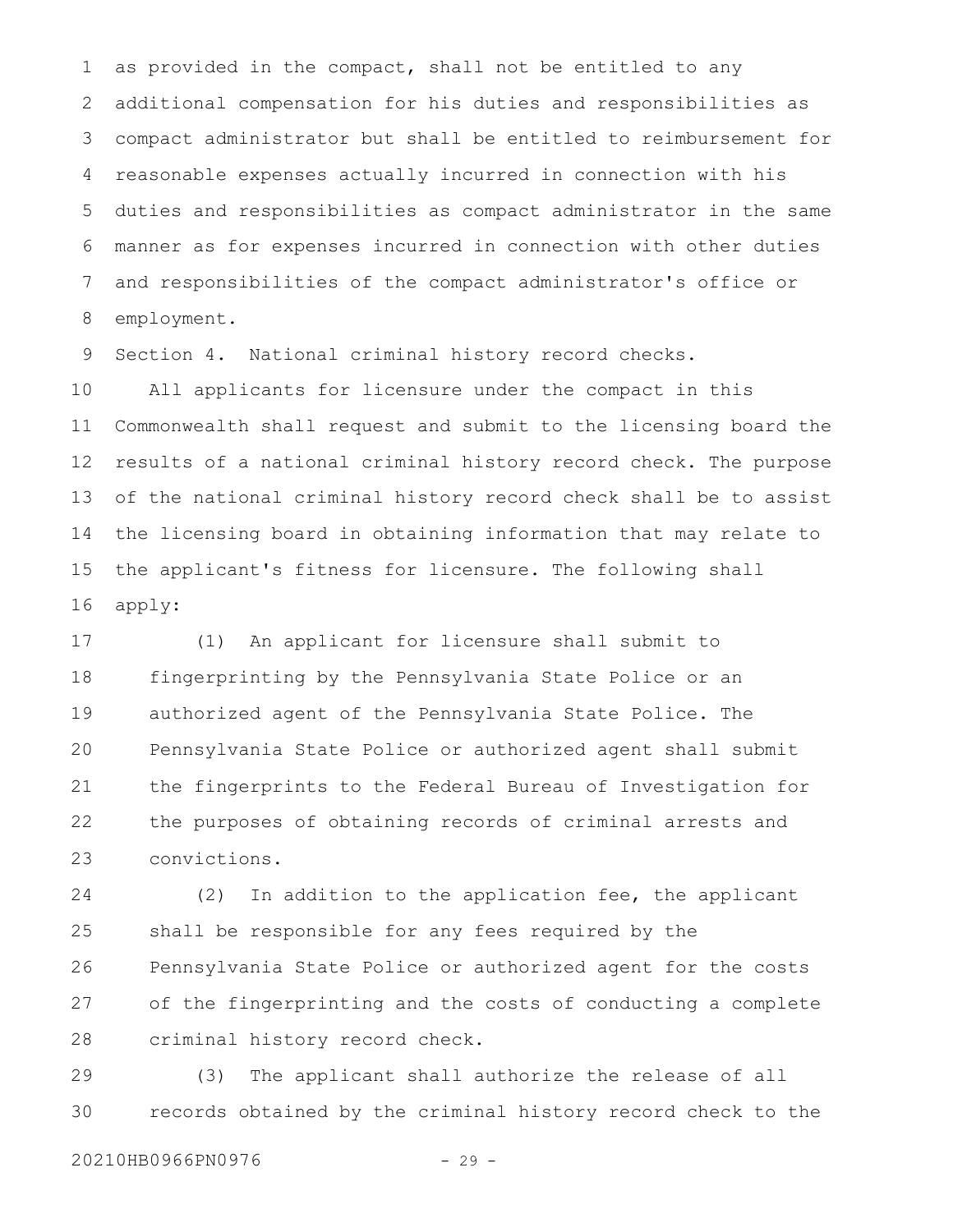as provided in the compact, shall not be entitled to any additional compensation for his duties and responsibilities as compact administrator but shall be entitled to reimbursement for reasonable expenses actually incurred in connection with his duties and responsibilities as compact administrator in the same manner as for expenses incurred in connection with other duties and responsibilities of the compact administrator's office or employment.

Section 4. National criminal history record checks.

All applicants for licensure under the compact in this Commonwealth shall request and submit to the licensing board the results of a national criminal history record check. The purpose of the national criminal history record check shall be to assist the licensing board in obtaining information that may relate to the applicant's fitness for licensure. The following shall apply:

(1) An applicant for licensure shall submit to fingerprinting by the Pennsylvania State Police or an authorized agent of the Pennsylvania State Police. The Pennsylvania State Police or authorized agent shall submit the fingerprints to the Federal Bureau of Investigation for the purposes of obtaining records of criminal arrests and convictions.

(2) In addition to the application fee, the applicant shall be responsible for any fees required by the Pennsylvania State Police or authorized agent for the costs of the fingerprinting and the costs of conducting a complete criminal history record check.

(3) The applicant shall authorize the release of all records obtained by the criminal history record check to the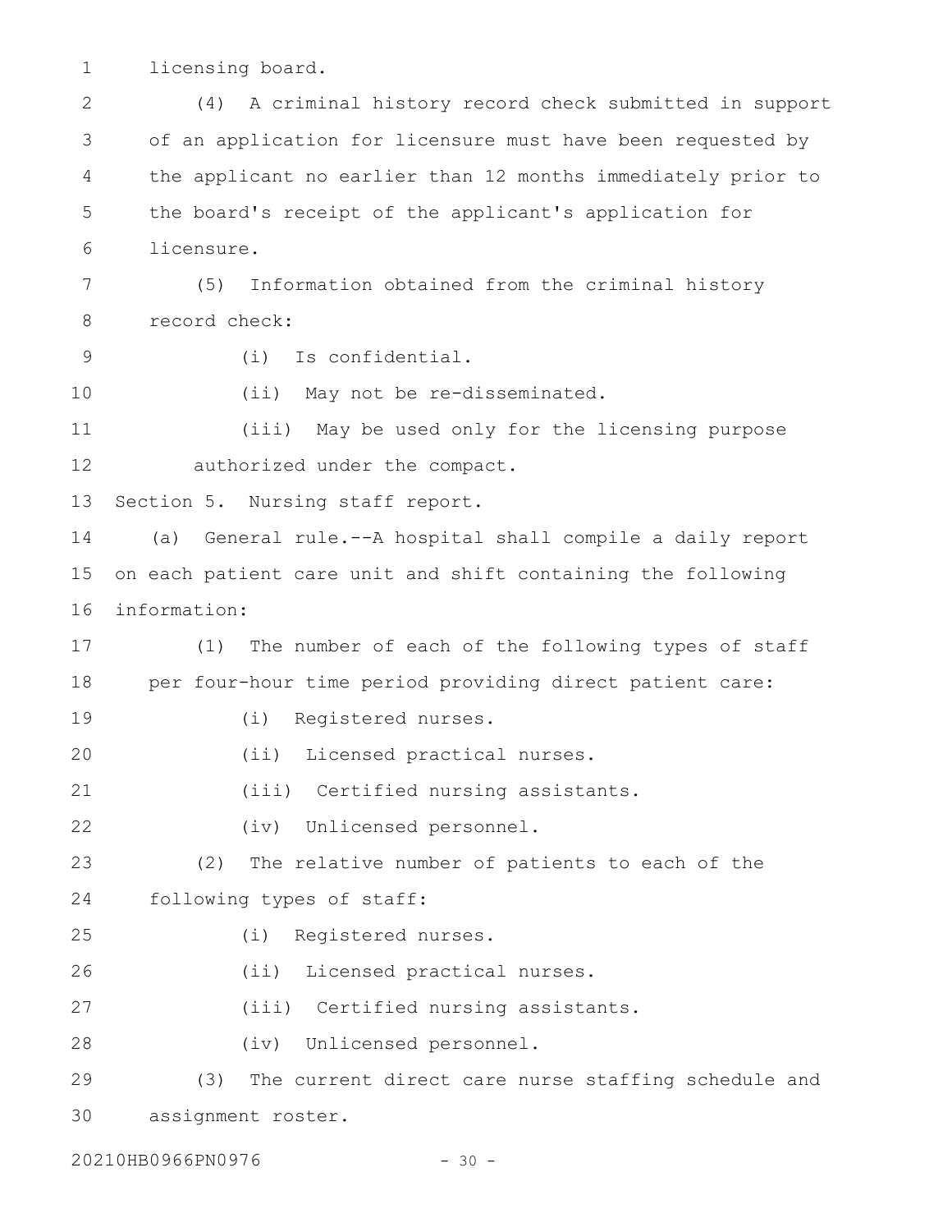licensing board.

(4) A criminal history record check submitted in support of an application for licensure must have been requested by the applicant no earlier than 12 months immediately prior to the board's receipt of the applicant's application for licensure.

(5) Information obtained from the criminal history record check:

(i) Is confidential.

(ii) May not be re-disseminated.

(iii) May be used only for the licensing purpose authorized under the compact.

Section 5. Nursing staff report.

(a) General rule.--A hospital shall compile a daily report on each patient care unit and shift containing the following information:

(1) The number of each of the following types of staff per four-hour time period providing direct patient care:

(i) Registered nurses.

(ii) Licensed practical nurses.

(iii) Certified nursing assistants.

(iv) Unlicensed personnel.

(2) The relative number of patients to each of the following types of staff:

(i) Registered nurses.

(ii) Licensed practical nurses.

(iii) Certified nursing assistants.

(iv) Unlicensed personnel.

(3) The current direct care nurse staffing schedule and assignment roster.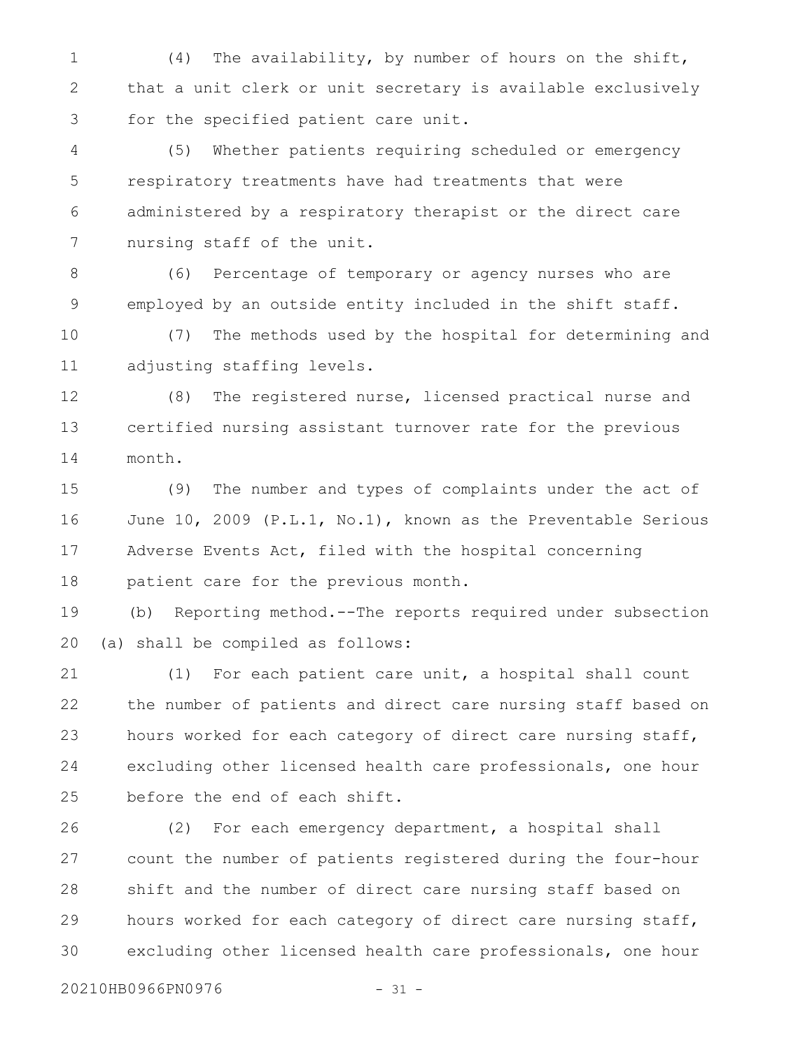(4) The availability, by number of hours on the shift, that a unit clerk or unit secretary is available exclusively for the specified patient care unit.

(5) Whether patients requiring scheduled or emergency respiratory treatments have had treatments that were administered by a respiratory therapist or the direct care nursing staff of the unit.

(6) Percentage of temporary or agency nurses who are employed by an outside entity included in the shift staff.

(7) The methods used by the hospital for determining and adjusting staffing levels.

(8) The registered nurse, licensed practical nurse and certified nursing assistant turnover rate for the previous month.

(9) The number and types of complaints under the act of June 10, 2009 (P.L.1, No.1), known as the Preventable Serious Adverse Events Act, filed with the hospital concerning patient care for the previous month.

(b) Reporting method.--The reports required under subsection (a) shall be compiled as follows:

(1) For each patient care unit, a hospital shall count the number of patients and direct care nursing staff based on hours worked for each category of direct care nursing staff, excluding other licensed health care professionals, one hour before the end of each shift.

(2) For each emergency department, a hospital shall count the number of patients registered during the four-hour shift and the number of direct care nursing staff based on hours worked for each category of direct care nursing staff, excluding other licensed health care professionals, one hour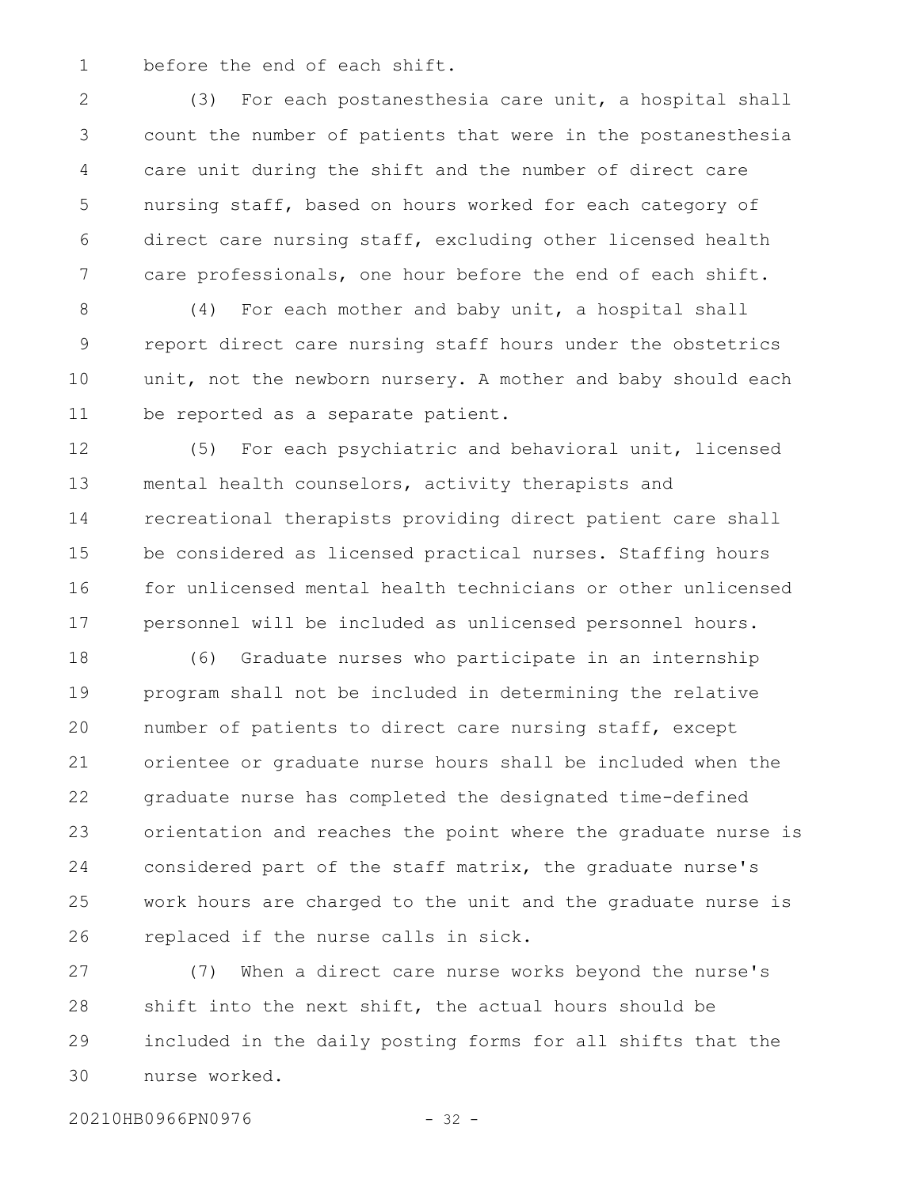before the end of each shift.

(3) For each postanesthesia care unit, a hospital shall count the number of patients that were in the postanesthesia care unit during the shift and the number of direct care nursing staff, based on hours worked for each category of direct care nursing staff, excluding other licensed health care professionals, one hour before the end of each shift.

(4) For each mother and baby unit, a hospital shall report direct care nursing staff hours under the obstetrics unit, not the newborn nursery. A mother and baby should each be reported as a separate patient.

(5) For each psychiatric and behavioral unit, licensed mental health counselors, activity therapists and recreational therapists providing direct patient care shall be considered as licensed practical nurses. Staffing hours for unlicensed mental health technicians or other unlicensed personnel will be included as unlicensed personnel hours.

(6) Graduate nurses who participate in an internship program shall not be included in determining the relative number of patients to direct care nursing staff, except orientee or graduate nurse hours shall be included when the graduate nurse has completed the designated time-defined orientation and reaches the point where the graduate nurse is considered part of the staff matrix, the graduate nurse's work hours are charged to the unit and the graduate nurse is replaced if the nurse calls in sick.

(7) When a direct care nurse works beyond the nurse's shift into the next shift, the actual hours should be included in the daily posting forms for all shifts that the nurse worked.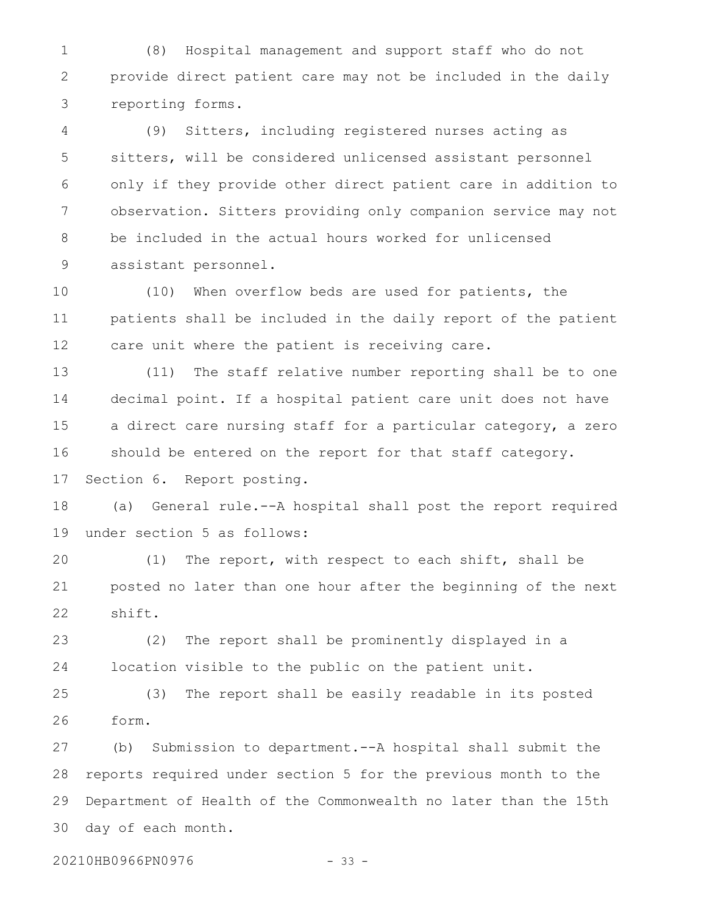(8) Hospital management and support staff who do not provide direct patient care may not be included in the daily reporting forms.

(9) Sitters, including registered nurses acting as sitters, will be considered unlicensed assistant personnel only if they provide other direct patient care in addition to observation. Sitters providing only companion service may not be included in the actual hours worked for unlicensed assistant personnel.

(10) When overflow beds are used for patients, the patients shall be included in the daily report of the patient care unit where the patient is receiving care.

(11) The staff relative number reporting shall be to one decimal point. If a hospital patient care unit does not have a direct care nursing staff for a particular category, a zero should be entered on the report for that staff category.

Section 6. Report posting.

(a) General rule.--A hospital shall post the report required under section 5 as follows:

(1) The report, with respect to each shift, shall be posted no later than one hour after the beginning of the next shift.

(2) The report shall be prominently displayed in a location visible to the public on the patient unit.

(3) The report shall be easily readable in its posted form.

(b) Submission to department.--A hospital shall submit the reports required under section 5 for the previous month to the Department of Health of the Commonwealth no later than the 15th day of each month.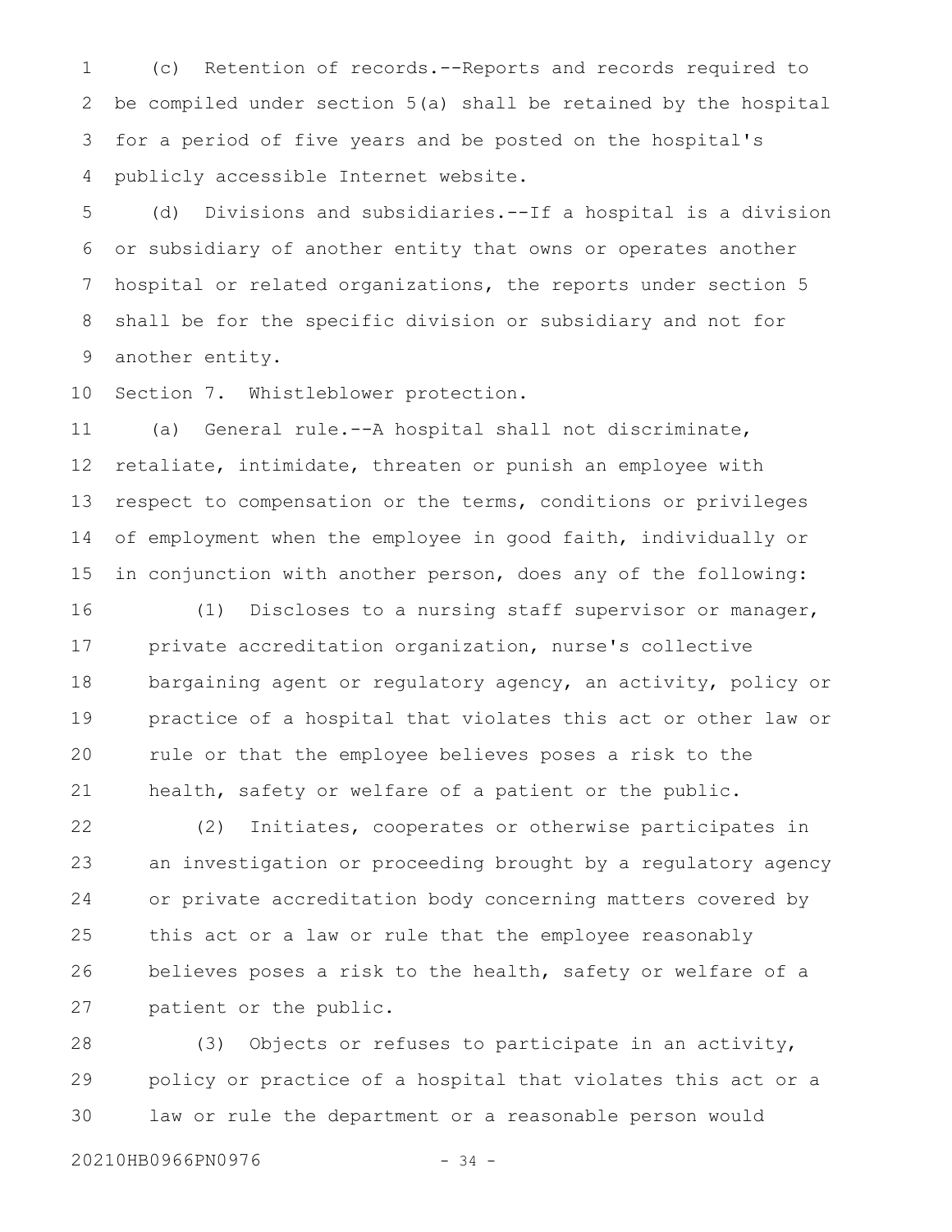(c) Retention of records.--Reports and records required to be compiled under section 5(a) shall be retained by the hospital for a period of five years and be posted on the hospital's publicly accessible Internet website.

(d) Divisions and subsidiaries.--If a hospital is a division or subsidiary of another entity that owns or operates another hospital or related organizations, the reports under section 5 shall be for the specific division or subsidiary and not for another entity.

Section 7. Whistleblower protection.

(a) General rule.--A hospital shall not discriminate, retaliate, intimidate, threaten or punish an employee with respect to compensation or the terms, conditions or privileges of employment when the employee in good faith, individually or in conjunction with another person, does any of the following:

(1) Discloses to a nursing staff supervisor or manager, private accreditation organization, nurse's collective bargaining agent or regulatory agency, an activity, policy or practice of a hospital that violates this act or other law or rule or that the employee believes poses a risk to the health, safety or welfare of a patient or the public.

(2) Initiates, cooperates or otherwise participates in an investigation or proceeding brought by a regulatory agency or private accreditation body concerning matters covered by this act or a law or rule that the employee reasonably believes poses a risk to the health, safety or welfare of a patient or the public.

(3) Objects or refuses to participate in an activity, policy or practice of a hospital that violates this act or a law or rule the department or a reasonable person would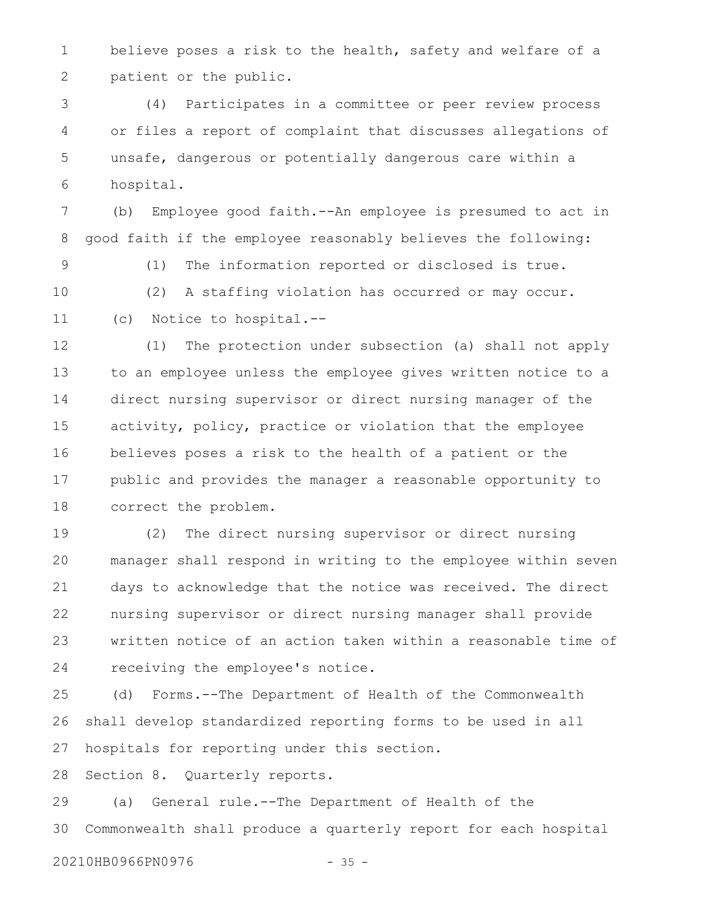believe poses a risk to the health, safety and welfare of a patient or the public.

(4) Participates in a committee or peer review process or files a report of complaint that discusses allegations of unsafe, dangerous or potentially dangerous care within a hospital.

(b) Employee good faith.--An employee is presumed to act in good faith if the employee reasonably believes the following:

(1) The information reported or disclosed is true.

(2) A staffing violation has occurred or may occur.

(c) Notice to hospital.--

(1) The protection under subsection (a) shall not apply to an employee unless the employee gives written notice to a direct nursing supervisor or direct nursing manager of the activity, policy, practice or violation that the employee believes poses a risk to the health of a patient or the public and provides the manager a reasonable opportunity to correct the problem.

(2) The direct nursing supervisor or direct nursing manager shall respond in writing to the employee within seven days to acknowledge that the notice was received. The direct nursing supervisor or direct nursing manager shall provide written notice of an action taken within a reasonable time of receiving the employee's notice.

(d) Forms.--The Department of Health of the Commonwealth shall develop standardized reporting forms to be used in all hospitals for reporting under this section.

Section 8. Quarterly reports.

(a) General rule.--The Department of Health of the Commonwealth shall produce a quarterly report for each hospital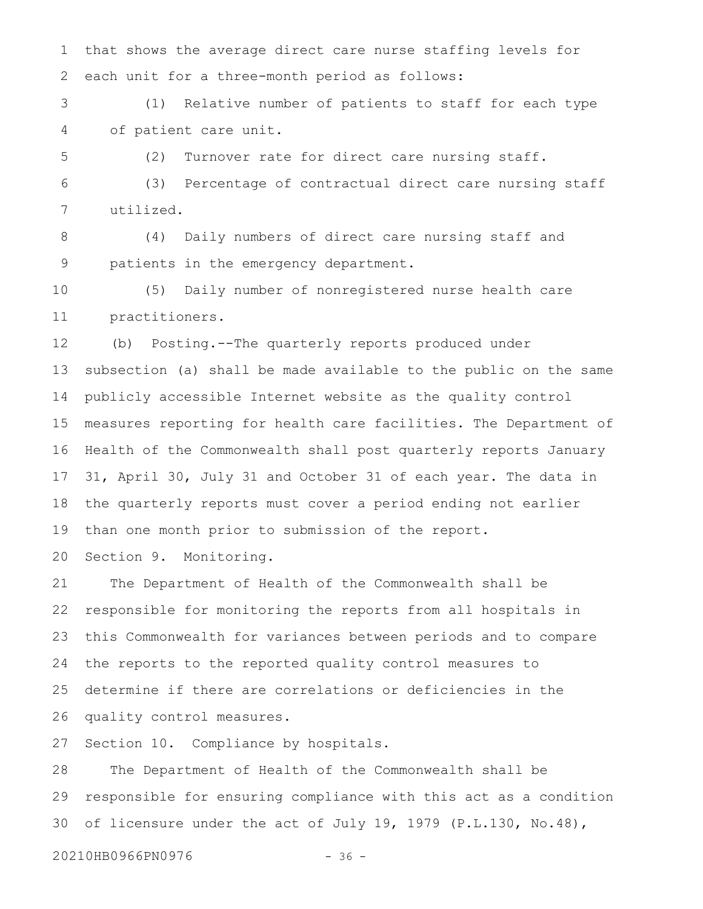that shows the average direct care nurse staffing levels for each unit for a three-month period as follows:

(1) Relative number of patients to staff for each type of patient care unit.

(2) Turnover rate for direct care nursing staff.

(3) Percentage of contractual direct care nursing staff utilized.

(4) Daily numbers of direct care nursing staff and patients in the emergency department.

(5) Daily number of nonregistered nurse health care practitioners.

(b) Posting.--The quarterly reports produced under subsection (a) shall be made available to the public on the same publicly accessible Internet website as the quality control measures reporting for health care facilities. The Department of Health of the Commonwealth shall post quarterly reports January 31, April 30, July 31 and October 31 of each year. The data in the quarterly reports must cover a period ending not earlier than one month prior to submission of the report.

Section 9. Monitoring.

The Department of Health of the Commonwealth shall be responsible for monitoring the reports from all hospitals in this Commonwealth for variances between periods and to compare the reports to the reported quality control measures to determine if there are correlations or deficiencies in the quality control measures.

Section 10. Compliance by hospitals.

The Department of Health of the Commonwealth shall be responsible for ensuring compliance with this act as a condition of licensure under the act of July 19, 1979 (P.L.130, No.48),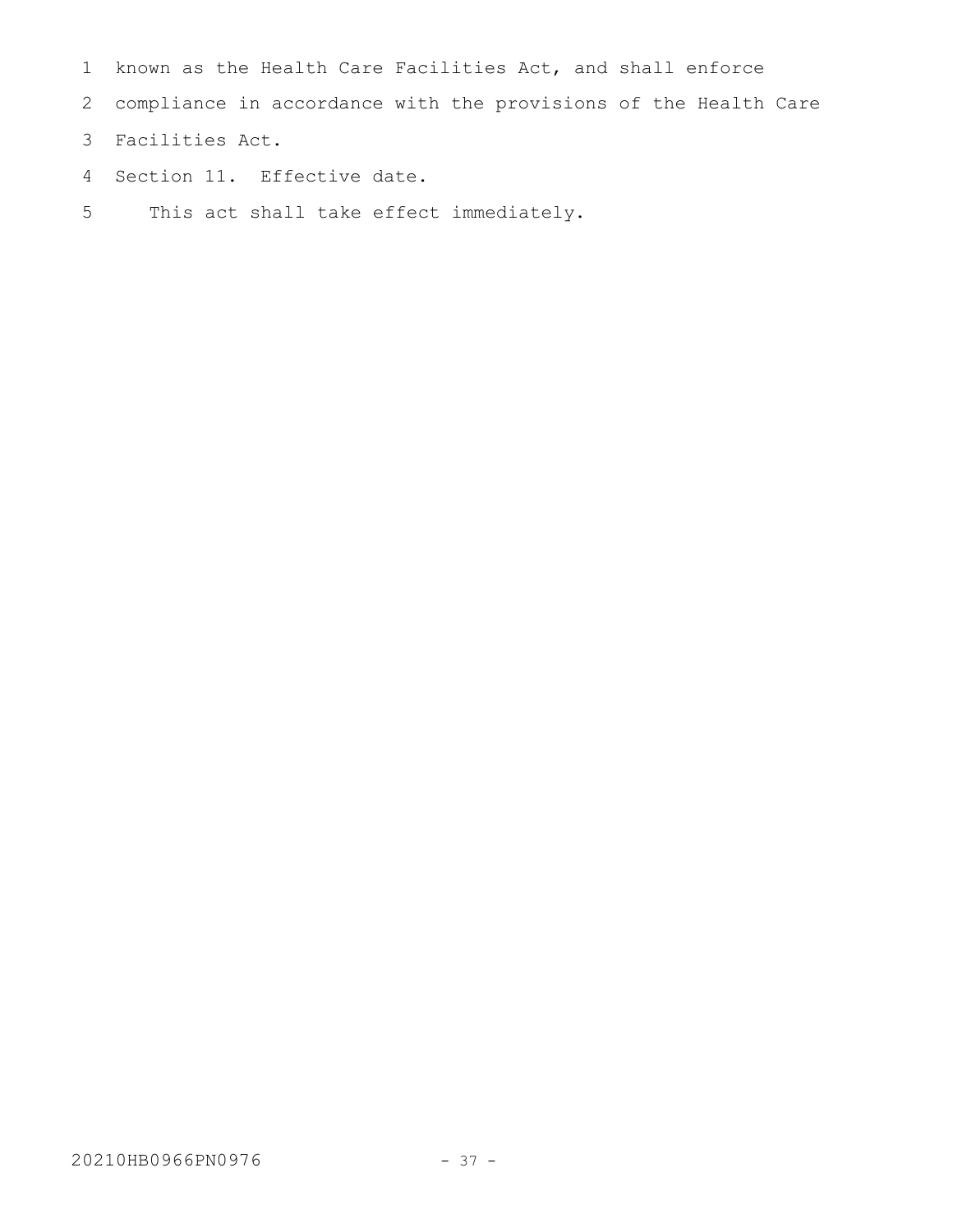known as the Health Care Facilities Act, and shall enforce compliance in accordance with the provisions of the Health Care Facilities Act.

Section 11. Effective date.

This act shall take effect immediately.